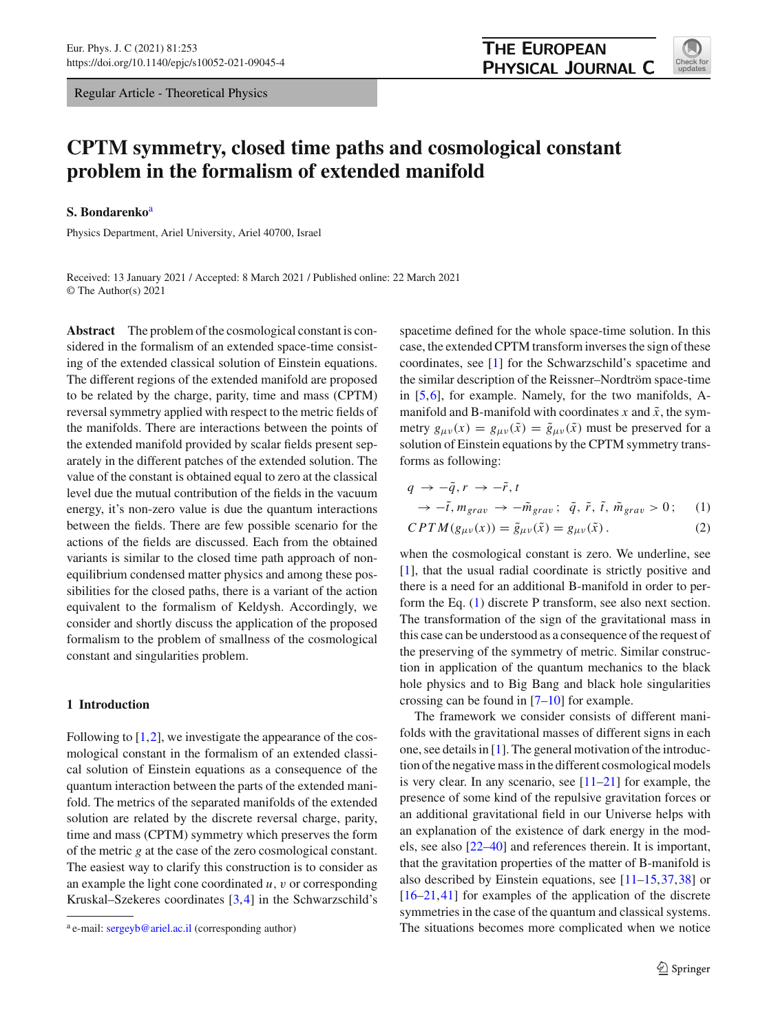Regular Article - Theoretical Physics

# CPTM symmetry, closed time paths and cosmological constant problem in the formalism of extended manifold

**S. Bondarenko**[a]

Physics Department, Ariel University, Ariel 40700, Israel

Received: 13 January 2021 / Accepted: 8 March 2021 / Published online: 22 March 2021
© The Author(s) 2021

**Abstract** The problem of the cosmological constant is considered in the formalism of an extended space-time consisting of the extended classical solution of Einstein equations. The different regions of the extended manifold are proposed to be related by the charge, parity, time and mass (CPTM) reversal symmetry applied with respect to the metric fields of the manifolds. There are interactions between the points of the extended manifold provided by scalar fields present separately in the different patches of the extended solution. The value of the constant is obtained equal to zero at the classical level due the mutual contribution of the fields in the vacuum energy, it's non-zero value is due the quantum interactions between the fields. There are few possible scenario for the actions of the fields are discussed. Each from the obtained variants is similar to the closed time path approach of non-equilibrium condensed matter physics and among these possibilities for the closed paths, there is a variant of the action equivalent to the formalism of Keldysh. Accordingly, we consider and shortly discuss the application of the proposed formalism to the problem of smallness of the cosmological constant and singularities problem.

## 1 Introduction

Following to [1,2], we investigate the appearance of the cosmological constant in the formalism of an extended classical solution of Einstein equations as a consequence of the quantum interaction between the parts of the extended manifold. The metrics of the separated manifolds of the extended solution are related by the discrete reversal charge, parity, time and mass (CPTM) symmetry which preserves the form of the metric $g$ at the case of the zero cosmological constant. The easiest way to clarify this construction is to consider as an example the light cone coordinated $u$, $v$ or corresponding Kruskal–Szekeres coordinates [3,4] in the Schwarzschild's spacetime defined for the whole space-time solution. In this case, the extended CPTM transform inverses the sign of these coordinates, see [1] for the Schwarzschild's spacetime and the similar description of the Reissner–Nordtröm space-time in [5,6], for example. Namely, for the two manifolds, A-manifold and B-manifold with coordinates $x$ and $\tilde{x}$, the symmetry $g_{\mu\nu}(x) = g_{\mu\nu}(\tilde{x}) = \tilde{g}_{\mu\nu}(\tilde{x})$ must be preserved for a solution of Einstein equations by the CPTM symmetry transforms as following:

$$
q \to -\tilde{q}, r \to -\tilde{r}, t \to -\tilde{t}, m_{grav} \to -\tilde{m}_{grav}\,; \quad \tilde{q},\, \tilde{r},\, \tilde{t},\, \tilde{m}_{grav} > 0\,; \tag{1}
$$

$$
CPTM(g_{\mu\nu}(x)) = \tilde{g}_{\mu\nu}(\tilde{x}) = g_{\mu\nu}(\tilde{x})\,. \tag{2}
$$

when the cosmological constant is zero. We underline, see [1], that the usual radial coordinate is strictly positive and there is a need for an additional B-manifold in order to perform the Eq. (1) discrete P transform, see also next section. The transformation of the sign of the gravitational mass in this case can be understood as a consequence of the request of the preserving of the symmetry of metric. Similar construction in application of the quantum mechanics to the black hole physics and to Big Bang and black hole singularities crossing can be found in [7–10] for example.

The framework we consider consists of different manifolds with the gravitational masses of different signs in each one, see details in [1]. The general motivation of the introduction of the negative mass in the different cosmological models is very clear. In any scenario, see [11–21] for example, the presence of some kind of the repulsive gravitation forces or an additional gravitational field in our Universe helps with an explanation of the existence of dark energy in the models, see also [22–40] and references therein. It is important, that the gravitation properties of the matter of B-manifold is also described by Einstein equations, see [11–15,37,38] or [16–21,41] for examples of the application of the discrete symmetries in the case of the quantum and classical systems. The situations becomes more complicated when we notice

[a] e-mail: sergeyb@ariel.ac.il (corresponding author)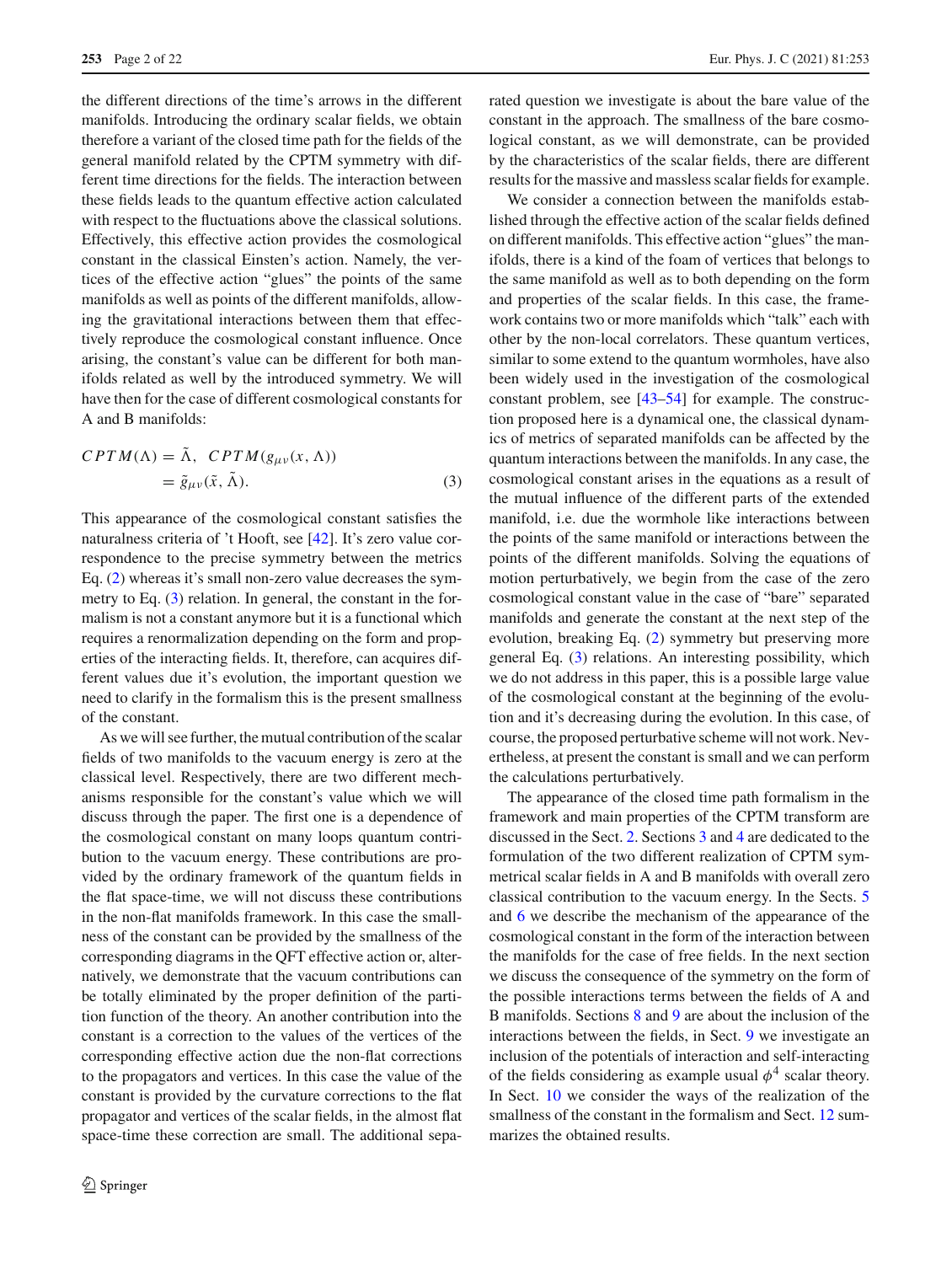the different directions of the time's arrows in the different manifolds. Introducing the ordinary scalar fields, we obtain therefore a variant of the closed time path for the fields of the general manifold related by the CPTM symmetry with different time directions for the fields. The interaction between these fields leads to the quantum effective action calculated with respect to the fluctuations above the classical solutions. Effectively, this effective action provides the cosmological constant in the classical Einsten's action. Namely, the vertices of the effective action "glues" the points of the same manifolds as well as points of the different manifolds, allowing the gravitational interactions between them that effectively reproduce the cosmological constant influence. Once arising, the constant's value can be different for both manifolds related as well by the introduced symmetry. We will have then for the case of different cosmological constants for A and B manifolds:

$$CPTM(\Lambda) = \tilde{\Lambda}, \;\; CPTM(g_{\mu\nu}(x, \Lambda)) = \tilde{g}_{\mu\nu}(\tilde{x}, \tilde{\Lambda}). \tag{3}$$

This appearance of the cosmological constant satisfies the naturalness criteria of 't Hooft, see [42]. It's zero value correspondence to the precise symmetry between the metrics Eq. (2) whereas it's small non-zero value decreases the symmetry to Eq. (3) relation. In general, the constant in the formalism is not a constant anymore but it is a functional which requires a renormalization depending on the form and properties of the interacting fields. It, therefore, can acquires different values due it's evolution, the important question we need to clarify in the formalism this is the present smallness of the constant.

As we will see further, the mutual contribution of the scalar fields of two manifolds to the vacuum energy is zero at the classical level. Respectively, there are two different mechanisms responsible for the constant's value which we will discuss through the paper. The first one is a dependence of the cosmological constant on many loops quantum contribution to the vacuum energy. These contributions are provided by the ordinary framework of the quantum fields in the flat space-time, we will not discuss these contributions in the non-flat manifolds framework. In this case the smallness of the constant can be provided by the smallness of the corresponding diagrams in the QFT effective action or, alternatively, we demonstrate that the vacuum contributions can be totally eliminated by the proper definition of the partition function of the theory. An another contribution into the constant is a correction to the values of the vertices of the corresponding effective action due the non-flat corrections to the propagators and vertices. In this case the value of the constant is provided by the curvature corrections to the flat propagator and vertices of the scalar fields, in the almost flat space-time these correction are small. The additional separated question we investigate is about the bare value of the constant in the approach. The smallness of the bare cosmological constant, as we will demonstrate, can be provided by the characteristics of the scalar fields, there are different results for the massive and massless scalar fields for example.

We consider a connection between the manifolds established through the effective action of the scalar fields defined on different manifolds. This effective action "glues" the manifolds, there is a kind of the foam of vertices that belongs to the same manifold as well as to both depending on the form and properties of the scalar fields. In this case, the framework contains two or more manifolds which "talk" each with other by the non-local correlators. These quantum vertices, similar to some extend to the quantum wormholes, have also been widely used in the investigation of the cosmological constant problem, see [43–54] for example. The construction proposed here is a dynamical one, the classical dynamics of metrics of separated manifolds can be affected by the quantum interactions between the manifolds. In any case, the cosmological constant arises in the equations as a result of the mutual influence of the different parts of the extended manifold, i.e. due the wormhole like interactions between the points of the same manifold or interactions between the points of the different manifolds. Solving the equations of motion perturbatively, we begin from the case of the zero cosmological constant value in the case of "bare" separated manifolds and generate the constant at the next step of the evolution, breaking Eq. (2) symmetry but preserving more general Eq. (3) relations. An interesting possibility, which we do not address in this paper, this is a possible large value of the cosmological constant at the beginning of the evolution and it's decreasing during the evolution. In this case, of course, the proposed perturbative scheme will not work. Nevertheless, at present the constant is small and we can perform the calculations perturbatively.

The appearance of the closed time path formalism in the framework and main properties of the CPTM transform are discussed in the Sect. 2. Sections 3 and 4 are dedicated to the formulation of the two different realization of CPTM symmetrical scalar fields in A and B manifolds with overall zero classical contribution to the vacuum energy. In the Sects. 5 and 6 we describe the mechanism of the appearance of the cosmological constant in the form of the interaction between the manifolds for the case of free fields. In the next section we discuss the consequence of the symmetry on the form of the possible interactions terms between the fields of A and B manifolds. Sections 8 and 9 are about the inclusion of the interactions between the fields, in Sect. 9 we investigate an inclusion of the potentials of interaction and self-interacting of the fields considering as example usual $\phi^4$ scalar theory. In Sect. 10 we consider the ways of the realization of the smallness of the constant in the formalism and Sect. 12 summarizes the obtained results.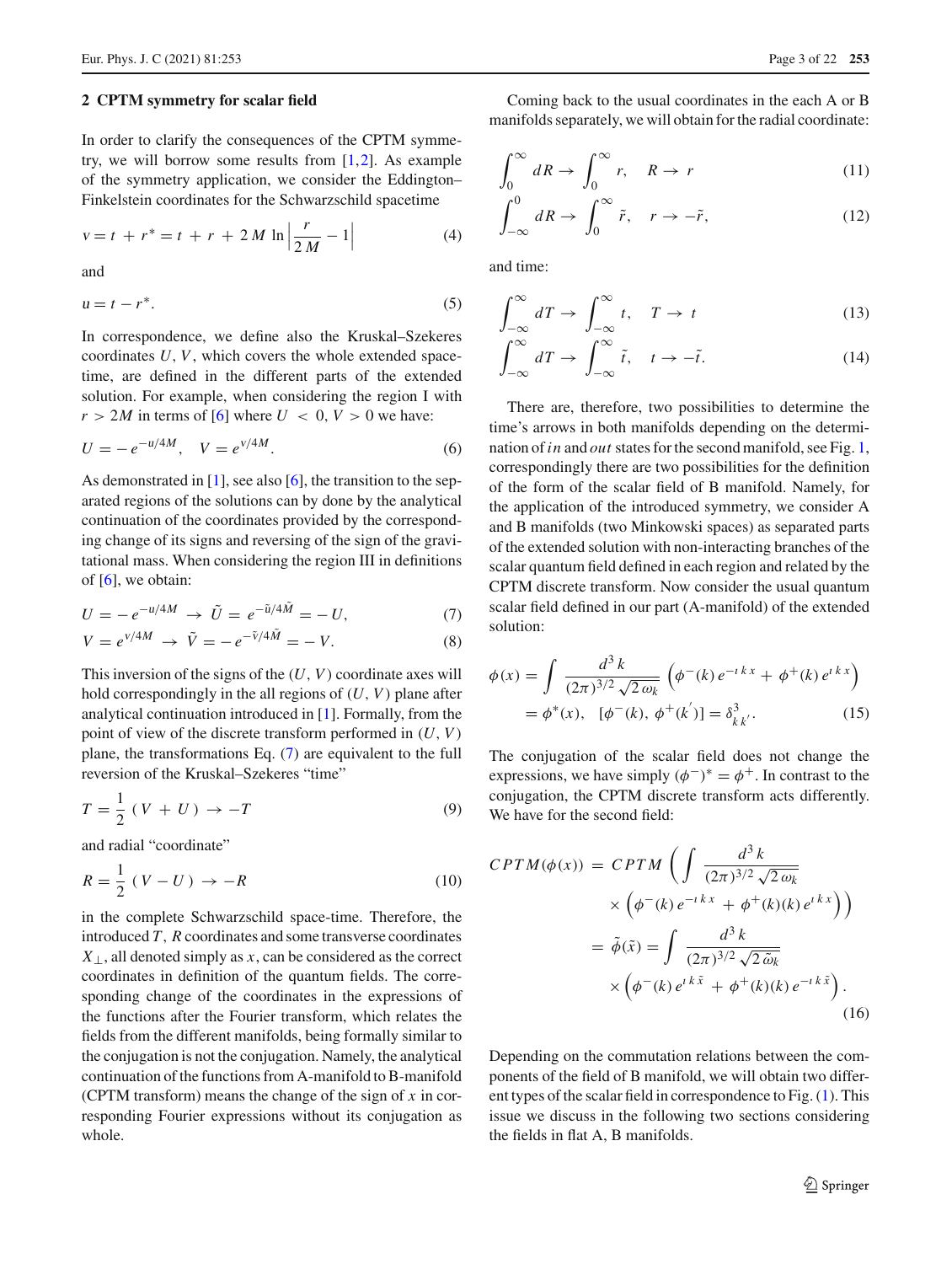## 2 CPTM symmetry for scalar field

In order to clarify the consequences of the CPTM symmetry, we will borrow some results from [1,2]. As example of the symmetry application, we consider the Eddington–Finkelstein coordinates for the Schwarzschild spacetime

$$
v = t + r^{*} = t + r + 2M \ln\left|\frac{r}{2M} - 1\right| \tag{4}
$$

and

$$
u = t - r^{*}. \tag{5}
$$

In correspondence, we define also the Kruskal–Szekeres coordinates $U, V$, which covers the whole extended spacetime, are defined in the different parts of the extended solution. For example, when considering the region I with $r > 2M$ in terms of [6] where $U < 0, V > 0$ we have:

$$
U = -e^{-u/4M}, \quad V = e^{v/4M}. \tag{6}
$$

As demonstrated in [1], see also [6], the transition to the separated regions of the solutions can by done by the analytical continuation of the coordinates provided by the corresponding change of its signs and reversing of the sign of the gravitational mass. When considering the region III in definitions of [6], we obtain:

$$
U = -e^{-u/4M} \rightarrow \tilde{U} = e^{-\tilde{u}/4\tilde{M}} = -U, \tag{7}
$$

$$
V = e^{v/4M} \rightarrow \tilde{V} = -e^{-\tilde{v}/4\tilde{M}} = -V. \tag{8}
$$

This inversion of the signs of the $(U, V)$ coordinate axes will hold correspondingly in the all regions of $(U, V)$ plane after analytical continuation introduced in [1]. Formally, from the point of view of the discrete transform performed in $(U, V)$ plane, the transformations Eq. (7) are equivalent to the full reversion of the Kruskal–Szekeres "time"

$$
T = \frac{1}{2}\left(V + U\right) \rightarrow -T \tag{9}
$$

and radial "coordinate"

$$
R = \frac{1}{2}\left(V - U\right) \rightarrow -R \tag{10}
$$

in the complete Schwarzschild space-time. Therefore, the introduced $T, R$ coordinates and some transverse coordinates $X_{\perp}$, all denoted simply as $x$, can be considered as the correct coordinates in definition of the quantum fields. The corresponding change of the coordinates in the expressions of the functions after the Fourier transform, which relates the fields from the different manifolds, being formally similar to the conjugation is not the conjugation. Namely, the analytical continuation of the functions from A-manifold to B-manifold (CPTM transform) means the change of the sign of $x$ in corresponding Fourier expressions without its conjugation as whole.

Coming back to the usual coordinates in the each A or B manifolds separately, we will obtain for the radial coordinate:

$$
\int_{0}^{\infty} dR \rightarrow \int_{0}^{\infty} r, \quad R \rightarrow r \tag{11}
$$

$$
\int_{-\infty}^{0} dR \rightarrow \int_{0}^{\infty} \tilde{r}, \quad r \rightarrow -\tilde{r}, \tag{12}
$$

and time:

$$
\int_{-\infty}^{\infty} dT \rightarrow \int_{-\infty}^{\infty} t, \quad T \rightarrow t \tag{13}
$$

$$
\int_{-\infty}^{\infty} dT \rightarrow \int_{-\infty}^{\infty} \tilde{t}, \quad t \rightarrow -\tilde{t}. \tag{14}
$$

There are, therefore, two possibilities to determine the time's arrows in both manifolds depending on the determination of *in* and *out* states for the second manifold, see Fig. 1, correspondingly there are two possibilities for the definition of the form of the scalar field of B manifold. Namely, for the application of the introduced symmetry, we consider A and B manifolds (two Minkowski spaces) as separated parts of the extended solution with non-interacting branches of the scalar quantum field defined in each region and related by the CPTM discrete transform. Now consider the usual quantum scalar field defined in our part (A-manifold) of the extended solution:

$$
\phi(x) = \int \frac{d^3 k}{(2\pi)^{3/2}\sqrt{2\,\omega_k}} \left(\phi^{-}(k)\, e^{-\imath k x} + \phi^{+}(k)\, e^{\imath k x}\right)
$$
$$
= \phi^{*}(x), \quad [\phi^{-}(k),\, \phi^{+}(k^{'})] = \delta^{3}_{k\,k^{'}}. \tag{15}
$$

The conjugation of the scalar field does not change the expressions, we have simply $(\phi^{-})^{*} = \phi^{+}$. In contrast to the conjugation, the CPTM discrete transform acts differently. We have for the second field:

$$
CPTM(\phi(x)) = CPTM\left(\int \frac{d^3 k}{(2\pi)^{3/2}\sqrt{2\,\omega_k}} \times \left(\phi^{-}(k)\, e^{-\imath k x} + \phi^{+}(k)(k)\, e^{\imath k x}\right)\right)
$$
$$
= \tilde{\phi}(\tilde{x}) = \int \frac{d^3 k}{(2\pi)^{3/2}\sqrt{2\,\tilde{\omega}_k}} \times \left(\phi^{-}(k)\, e^{\imath k \tilde{x}} + \phi^{+}(k)(k)\, e^{-\imath k \tilde{x}}\right). \tag{16}
$$

Depending on the commutation relations between the components of the field of B manifold, we will obtain two different types of the scalar field in correspondence to Fig. (1). This issue we discuss in the following two sections considering the fields in flat A, B manifolds.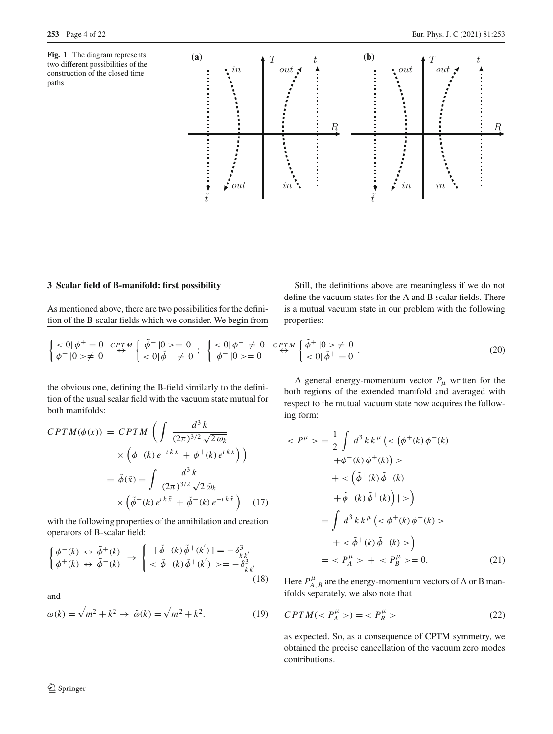**Fig. 1** The diagram represents two different possibilities of the construction of the closed time paths

## 3 Scalar field of B-manifold: first possibility

As mentioned above, there are two possibilities for the definition of the B-scalar fields which we consider. We begin from the obvious one, defining the B-field similarly to the definition of the usual scalar field with the vacuum state mutual for both manifolds:

$$
\begin{aligned}
CPTM(\phi(x)) &= CPTM\left(\int \frac{d^3 k}{(2\pi)^{3/2}\sqrt{2\,\omega_k}} \times \left(\phi^-(k)\, e^{-\imath\, k\, x} + \phi^+(k)\, e^{\imath\, k\, x}\right)\right) \\
&= \tilde{\phi}(\tilde{x}) = \int \frac{d^3 k}{(2\pi)^{3/2}\sqrt{2\,\tilde{\omega}_k}} \times \left(\tilde{\phi}^+(k)\, e^{\imath\, k\, \tilde{x}} + \tilde{\phi}^-(k)\, e^{-\imath\, k\, \tilde{x}}\right)
\end{aligned}
\quad (17)
$$

with the following properties of the annihilation and creation operators of B-scalar field:

$$
\begin{cases} \phi^-(k) \leftrightarrow \tilde{\phi}^+(k) \\ \phi^+(k) \leftrightarrow \tilde{\phi}^-(k) \end{cases} \rightarrow \begin{cases} [\,\tilde{\phi}^-(k)\,\tilde{\phi}^+(k^{'})\,] = -\,\delta^3_{k\,k^{'}} \\ <\, \tilde{\phi}^-(k)\,\tilde{\phi}^+(k^{'})\, >= -\,\delta^3_{k\,k^{'}} \end{cases} \quad (18)
$$

and

$$
\omega(k) = \sqrt{m^2 + k^2} \rightarrow \tilde{\omega}(k) = \sqrt{m^2 + k^2}. \quad (19)
$$

Still, the definitions above are meaningless if we do not define the vacuum states for the A and B scalar fields. There is a mutual vacuum state in our problem with the following properties:

$$
\begin{cases} <0|\,\phi^+ = 0 \\ \phi^+\,|0> \neq 0 \end{cases} \overset{CPTM}{\leftrightarrow} \begin{cases} \tilde{\phi}^-\,|0>= 0 \\ <0|\,\tilde{\phi}^- \neq 0 \end{cases} ; \; \begin{cases} <0|\,\phi^- \neq 0 \\ \phi^-\,|0>= 0 \end{cases} \overset{CPTM}{\leftrightarrow} \begin{cases} \tilde{\phi}^+\,|0> \neq 0 \\ <0|\,\tilde{\phi}^+ = 0 \end{cases} . \quad (20)
$$

A general energy-momentum vector $P_\mu$ written for the both regions of the extended manifold and averaged with respect to the mutual vacuum state now acquires the following form:

$$
\begin{aligned}
<P^\mu> &= \frac{1}{2}\int d^3 k\, k^\mu \Big( <\left(\phi^+(k)\,\phi^-(k) + \phi^-(k)\,\phi^+(k)\right)> \\
&\quad + <\left(\tilde{\phi}^+(k)\,\tilde{\phi}^-(k) + \tilde{\phi}^-(k)\,\tilde{\phi}^+(k)\right)|>\Big) \\
&= \int d^3 k\, k^\mu \left(<\phi^+(k)\,\phi^-(k)> + <\tilde{\phi}^+(k)\,\tilde{\phi}^-(k)>\right) \\
&= <P^\mu_A> + <P^\mu_B>= 0.
\end{aligned}
\quad (21)
$$

Here $P^\mu_{A,B}$ are the energy-momentum vectors of A or B manifolds separately, we also note that

$$
CPTM(<P^\mu_A>) = <P^\mu_B> \quad (22)
$$

as expected. So, as a consequence of CPTM symmetry, we obtained the precise cancellation of the vacuum zero modes contributions.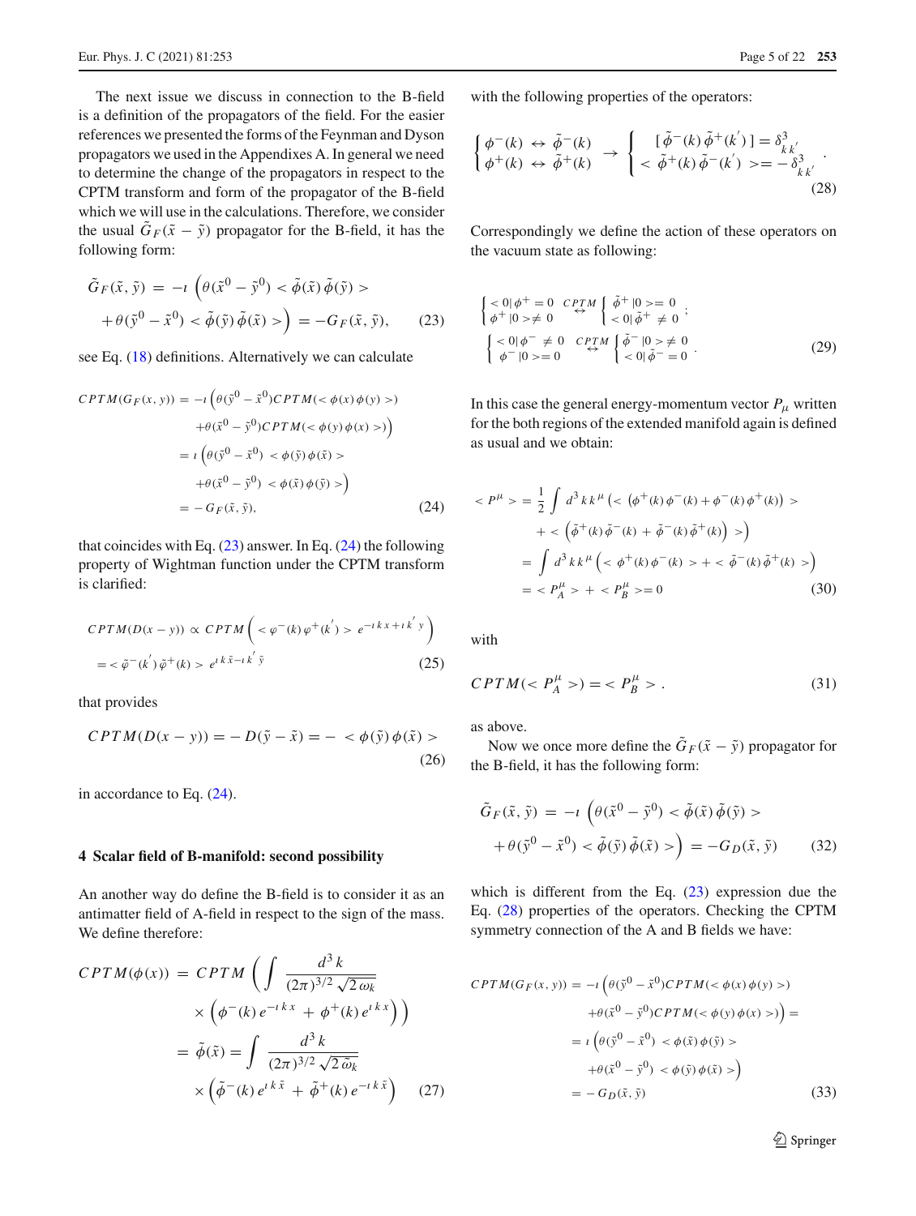The next issue we discuss in connection to the B-field is a definition of the propagators of the field. For the easier references we presented the forms of the Feynman and Dyson propagators we used in the Appendixes A. In general we need to determine the change of the propagators in respect to the CPTM transform and form of the propagator of the B-field which we will use in the calculations. Therefore, we consider the usual $\tilde{G}_F(\tilde{x}-\tilde{y})$ propagator for the B-field, it has the following form:

$$
\begin{aligned}
\tilde{G}_F(\tilde{x},\tilde{y}) \,=\, -\imath\, \Big( & \theta(\tilde{x}^0-\tilde{y}^0) < \tilde{\phi}(\tilde{x})\,\tilde{\phi}(\tilde{y}) > \\
&+ \theta(\tilde{y}^0-\tilde{x}^0) < \tilde{\phi}(\tilde{y})\,\tilde{\phi}(\tilde{x}) > \Big) \,=\, -G_F(\tilde{x},\tilde{y}), \qquad (23)
\end{aligned}
$$

see Eq. (18) definitions. Alternatively we can calculate

$$
\begin{aligned}
CPTM(G_F(x,y)) &= -\imath\Big(\theta(\tilde{y}^0-\tilde{x}^0)CPTM(<\phi(x)\,\phi(y)>) \\
&\quad +\theta(\tilde{x}^0-\tilde{y}^0)CPTM(<\phi(y)\,\phi(x)>)\Big) \\
&= \imath\,\Big(\theta(\tilde{y}^0-\tilde{x}^0)\, <\phi(\tilde{y})\,\phi(\tilde{x})> \\
&\quad +\theta(\tilde{x}^0-\tilde{y}^0)\, <\phi(\tilde{x})\,\phi(\tilde{y})>\Big) \\
&= -G_F(\tilde{x},\tilde{y}), \qquad (24)
\end{aligned}
$$

that coincides with Eq. (23) answer. In Eq. (24) the following property of Wightman function under the CPTM transform is clarified:

$$
\begin{aligned}
CPTM(D(x-y)) &\propto CPTM\left(<\varphi^{-}(k)\,\varphi^{+}(k^{'})>\, e^{-\imath\, k\, x+\imath\, k^{'}\, y}\right) \\
&= <\tilde{\varphi}^{-}(k^{'})\,\tilde{\varphi}^{+}(k)>\, e^{\imath\, k\,\tilde{x}-\imath\, k^{'}\,\tilde{y}} \qquad (25)
\end{aligned}
$$

that provides

$$
CPTM(D(x-y)) = -\,D(\tilde{y}-\tilde{x}) = -\, <\phi(\tilde{y})\,\phi(\tilde{x})> \qquad (26)
$$

in accordance to Eq. (24).

## 4 Scalar field of B-manifold: second possibility

An another way do define the B-field is to consider it as an antimatter field of A-field in respect to the sign of the mass. We define therefore:

$$
\begin{aligned}
CPTM(\phi(x)) \,&=\, CPTM\left(\int \frac{d^3\,k}{(2\pi)^{3/2}\,\sqrt{2\,\omega_k}} \right.\\
&\quad \left.\times\left(\phi^{-}(k)\, e^{-\imath\, k\, x} \,+\, \phi^{+}(k)\, e^{\imath\, k\, x}\right)\right) \\
&= \tilde{\phi}(\tilde{x}) = \int \frac{d^3\,k}{(2\pi)^{3/2}\,\sqrt{2\,\tilde{\omega}_k}} \\
&\quad \times\left(\tilde{\phi}^{-}(k)\, e^{\imath\, k\,\tilde{x}} \,+\, \tilde{\phi}^{+}(k)\, e^{-\imath\, k\,\tilde{x}}\right) \qquad (27)
\end{aligned}
$$

with the following properties of the operators:

$$
\begin{cases}
\phi^{-}(k) \,\leftrightarrow\, \tilde{\phi}^{-}(k) \\
\phi^{+}(k) \,\leftrightarrow\, \tilde{\phi}^{+}(k)
\end{cases}
\;\rightarrow\;
\begin{cases}
[\,\tilde{\phi}^{-}(k)\,\tilde{\phi}^{+}(k^{'})\,] = \delta^{3}_{k\,k^{'}} \\
<\,\tilde{\phi}^{+}(k)\,\tilde{\phi}^{-}(k^{'})\,> = -\,\delta^{3}_{k\,k^{'}}
\end{cases}. \qquad (28)
$$

Correspondingly we define the action of these operators on the vacuum state as following:

$$
\begin{aligned}
&\begin{cases}
<0|\,\phi^{+} = 0 \\
\phi^{+}\,|0> \neq 0
\end{cases}
\overset{CPTM}{\leftrightarrow}
\begin{cases}
\tilde{\phi}^{+}\,|0> = 0 \\
<0|\,\tilde{\phi}^{+} \,\neq\, 0
\end{cases}; \\
&\begin{cases}
<0|\,\phi^{-} \,\neq\, 0 \\
\phi^{-}\,|0> = 0
\end{cases}
\overset{CPTM}{\leftrightarrow}
\begin{cases}
\tilde{\phi}^{-}\,|0> \neq 0 \\
<0|\,\tilde{\phi}^{-} = 0
\end{cases}. \qquad (29)
\end{aligned}
$$

In this case the general energy-momentum vector $P_\mu$ written for the both regions of the extended manifold again is defined as usual and we obtain:

$$
\begin{aligned}
<P^{\mu}> &= \frac{1}{2}\int d^3\,k\,k^{\mu}\left(<\left(\phi^{+}(k)\,\phi^{-}(k)+\phi^{-}(k)\,\phi^{+}(k)\right)>\right. \\
&\quad \left. +<\left(\tilde{\phi}^{+}(k)\,\tilde{\phi}^{-}(k)\,+\,\tilde{\phi}^{-}(k)\,\tilde{\phi}^{+}(k)\right)>\right) \\
&= \int d^3\,k\,k^{\mu}\left(<\phi^{+}(k)\,\phi^{-}(k)>+<\tilde{\phi}^{-}(k)\,\tilde{\phi}^{+}(k)>\right) \\
&= <P^{\mu}_{A}> + <P^{\mu}_{B}> = 0 \qquad (30)
\end{aligned}
$$

with

$$
CPTM(<P^{\mu}_{A}>) = <P^{\mu}_{B}>\,. \qquad (31)
$$

as above.

Now we once more define the $\tilde{G}_F(\tilde{x}-\tilde{y})$ propagator for the B-field, it has the following form:

$$
\begin{aligned}
\tilde{G}_F(\tilde{x},\tilde{y}) \,=\, -\imath\, \Big( & \theta(\tilde{x}^0-\tilde{y}^0) < \tilde{\phi}(\tilde{x})\,\tilde{\phi}(\tilde{y}) > \\
&+ \theta(\tilde{y}^0-\tilde{x}^0) < \tilde{\phi}(\tilde{y})\,\tilde{\phi}(\tilde{x}) > \Big) \,=\, -G_D(\tilde{x},\tilde{y}) \qquad (32)
\end{aligned}
$$

which is different from the Eq. (23) expression due the Eq. (28) properties of the operators. Checking the CPTM symmetry connection of the A and B fields we have:

$$
\begin{aligned}
CPTM(G_F(x,y)) &= -\imath\Big(\theta(\tilde{y}^0-\tilde{x}^0)CPTM(<\phi(x)\,\phi(y)>) \\
&\quad +\theta(\tilde{x}^0-\tilde{y}^0)CPTM(<\phi(y)\,\phi(x)>)\Big) = \\
&= \imath\,\Big(\theta(\tilde{y}^0-\tilde{x}^0)\, <\phi(\tilde{x})\,\phi(\tilde{y})> \\
&\quad +\theta(\tilde{x}^0-\tilde{y}^0)\, <\phi(\tilde{y})\,\phi(\tilde{x})>\Big) \\
&= -\,G_D(\tilde{x},\tilde{y}) \qquad (33)
\end{aligned}
$$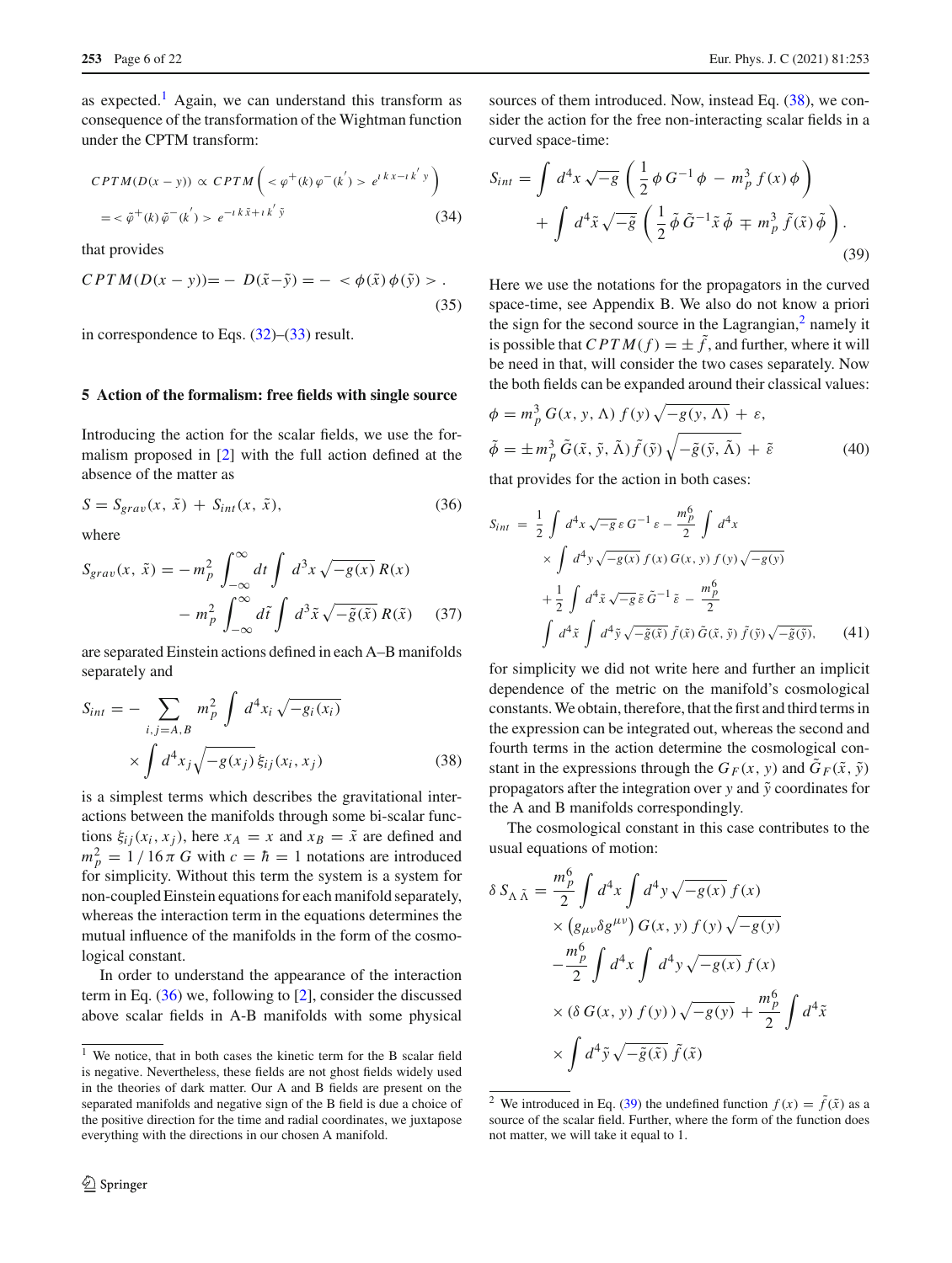as expected.[1] Again, we can understand this transform as consequence of the transformation of the Wightman function under the CPTM transform:

$$
CPTM(D(x-y)) \propto CPTM\left( <\varphi^{+}(k)\,\varphi^{-}(k^{'})>\, e^{\imath\, k\, x - \imath\, k^{'}\, y}\right)
$$
$$
= <\tilde{\varphi}^{+}(k)\,\tilde{\varphi}^{-}(k^{'})>\, e^{-\imath\, k\, \tilde{x} + \imath\, k^{'}\, \tilde{y}} \tag{34}
$$

that provides

$$
CPTM(D(x-y)) = -\, D(\tilde{x}-\tilde{y}) = -\, <\phi(\tilde{x})\,\phi(\tilde{y})> . \tag{35}
$$

in correspondence to Eqs. (32)–(33) result.

## 5 Action of the formalism: free fields with single source

Introducing the action for the scalar fields, we use the formalism proposed in [2] with the full action defined at the absence of the matter as

$$
S = S_{grav}(x,\,\tilde{x}) \,+\, S_{int}(x,\,\tilde{x}), \tag{36}
$$

where

$$
S_{grav}(x,\,\tilde{x}) = -\, m_p^2 \int_{-\infty}^{\infty} dt \int d^3x\, \sqrt{-g(x)}\, R(x)
$$
$$
-\, m_p^2 \int_{-\infty}^{\infty} d\tilde{t} \int d^3\tilde{x}\, \sqrt{-\tilde{g}(\tilde{x})}\, R(\tilde{x}) \tag{37}
$$

are separated Einstein actions defined in each A–B manifolds separately and

$$
S_{int} = -\sum_{i,j=A,B} m_p^2 \int d^4x_i\, \sqrt{-g_i(x_i)}
$$
$$
\times \int d^4x_j \sqrt{-g(x_j)}\, \xi_{ij}(x_i,\,x_j) \tag{38}
$$

is a simplest terms which describes the gravitational interactions between the manifolds through some bi-scalar functions $\xi_{ij}(x_i, x_j)$, here $x_A = x$ and $x_B = \tilde{x}$ are defined and $m_p^2 = 1/16\,\pi\, G$ with $c = \hbar = 1$ notations are introduced for simplicity. Without this term the system is a system for non-coupled Einstein equations for each manifold separately, whereas the interaction term in the equations determines the mutual influence of the manifolds in the form of the cosmological constant.

In order to understand the appearance of the interaction term in Eq. (36) we, following to [2], consider the discussed above scalar fields in A-B manifolds with some physical sources of them introduced. Now, instead Eq. (38), we consider the action for the free non-interacting scalar fields in a curved space-time:

$$
S_{int} = \int d^4x\, \sqrt{-g}\, \left(\frac{1}{2}\,\phi\, G^{-1}\,\phi \,-\, m_p^3\, f(x)\,\phi\right)
$$
$$
+ \int d^4\tilde{x}\, \sqrt{-\tilde{g}}\, \left(\frac{1}{2}\,\tilde{\phi}\,\tilde{G}^{-1}\tilde{x}\,\tilde{\phi} \,\mp\, m_p^3\, \tilde{f}(\tilde{x})\,\tilde{\phi}\right). \tag{39}
$$

Here we use the notations for the propagators in the curved space-time, see Appendix B. We also do not know a priori the sign for the second source in the Lagrangian,[2] namely it is possible that $CPTM(f) = \pm\,\tilde{f}$, and further, where it will be need in that, will consider the two cases separately. Now the both fields can be expanded around their classical values:

$$
\phi = m_p^3\, G(x,\,y,\,\Lambda)\; f(y)\,\sqrt{-g(y,\,\Lambda)} \,+\, \varepsilon,
$$
$$
\tilde{\phi} = \pm\, m_p^3\, \tilde{G}(\tilde{x},\,\tilde{y},\,\tilde{\Lambda})\,\tilde{f}(\tilde{y})\,\sqrt{-\tilde{g}(\tilde{y},\,\tilde{\Lambda})} \,+\, \tilde{\varepsilon} \tag{40}
$$

that provides for the action in both cases:

$$
S_{int} = \frac{1}{2}\int d^4x\,\sqrt{-g}\,\varepsilon\, G^{-1}\,\varepsilon - \frac{m_p^6}{2}\int d^4x
$$
$$
\times \int d^4y\,\sqrt{-g(x)}\; f(x)\; G(x,\,y)\; f(y)\,\sqrt{-g(y)}
$$
$$
+\frac{1}{2}\int d^4\tilde{x}\,\sqrt{-\tilde{g}}\,\tilde{\varepsilon}\,\tilde{G}^{-1}\,\tilde{\varepsilon} - \frac{m_p^6}{2}
$$
$$
\int d^4\tilde{x}\int d^4\tilde{y}\,\sqrt{-\tilde{g}(\tilde{x})}\,\tilde{f}(\tilde{x})\,\tilde{G}(\tilde{x},\,\tilde{y})\,\tilde{f}(\tilde{y})\,\sqrt{-\tilde{g}(\tilde{y})}, \tag{41}
$$

for simplicity we did not write here and further an implicit dependence of the metric on the manifold's cosmological constants. We obtain, therefore, that the first and third terms in the expression can be integrated out, whereas the second and fourth terms in the action determine the cosmological constant in the expressions through the $G_F(x, y)$ and $\tilde{G}_F(\tilde{x}, \tilde{y})$ propagators after the integration over $y$ and $\tilde{y}$ coordinates for the A and B manifolds correspondingly.

The cosmological constant in this case contributes to the usual equations of motion:

$$
\delta\, S_{\Lambda\,\tilde{\Lambda}} = \frac{m_p^6}{2}\int d^4x \int d^4y\,\sqrt{-g(x)}\; f(x)
$$
$$
\times \left(g_{\mu\nu}\delta g^{\mu\nu}\right) G(x,\,y)\; f(y)\,\sqrt{-g(y)}
$$
$$
-\frac{m_p^6}{2}\int d^4x \int d^4y\,\sqrt{-g(x)}\; f(x)
$$
$$
\times \left(\delta\, G(x,\,y)\; f(y)\,\right)\sqrt{-g(y)} \,+\, \frac{m_p^6}{2}\int d^4\tilde{x}
$$
$$
\times \int d^4\tilde{y}\,\sqrt{-\tilde{g}(\tilde{x})}\;\tilde{f}(\tilde{x})
$$

---

[1] We notice, that in both cases the kinetic term for the B scalar field is negative. Nevertheless, these fields are not ghost fields widely used in the theories of dark matter. Our A and B fields are present on the separated manifolds and negative sign of the B field is due a choice of the positive direction for the time and radial coordinates, we juxtapose everything with the directions in our chosen A manifold.

[2] We introduced in Eq. (39) the undefined function $f(x) = \tilde{f}(\tilde{x})$ as a source of the scalar field. Further, where the form of the function does not matter, we will take it equal to 1.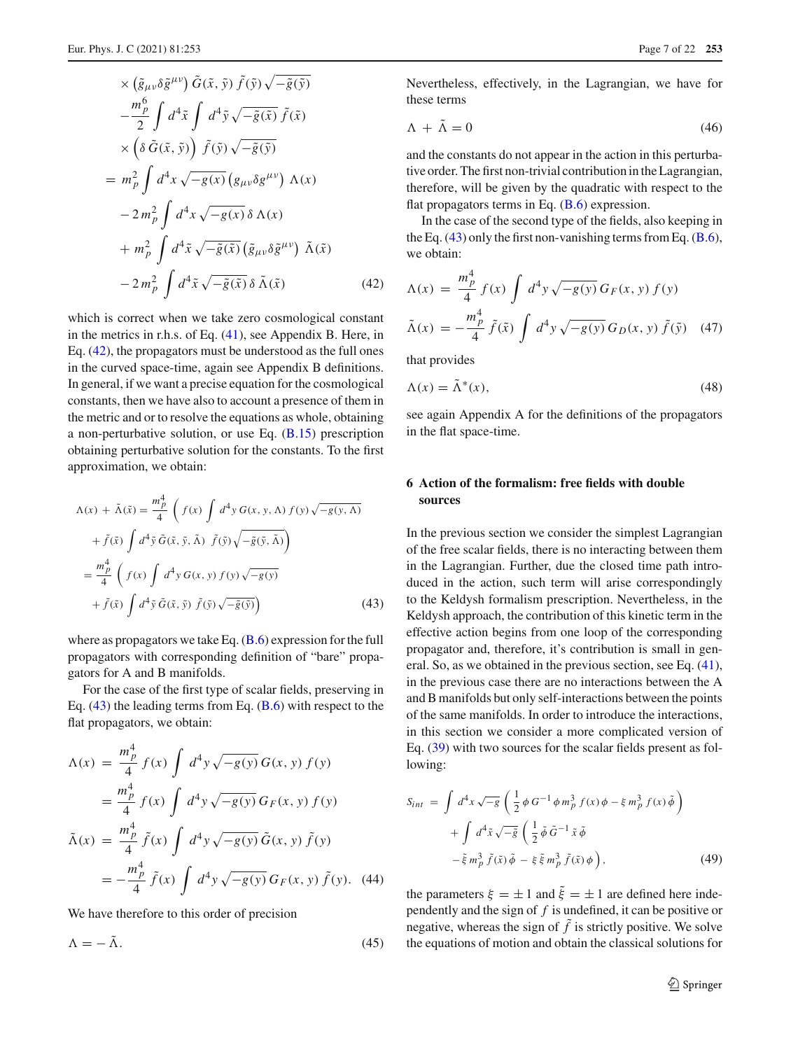$$
\begin{aligned}
&\times \left(\tilde{g}_{\mu\nu}\delta\tilde{g}^{\mu\nu}\right)\tilde{G}(\tilde{x},\tilde{y})\,\tilde{f}(\tilde{y})\sqrt{-\tilde{g}(\tilde{y})}\\
&-\frac{m_p^6}{2}\int d^4\tilde{x}\int d^4\tilde{y}\sqrt{-\tilde{g}(\tilde{x})}\,\tilde{f}(\tilde{x})\\
&\times\left(\delta\,\tilde{G}(\tilde{x},\tilde{y})\right)\,\tilde{f}(\tilde{y})\sqrt{-\tilde{g}(\tilde{y})}\\
=&\; m_p^2\int d^4x\sqrt{-g(x)}\left(g_{\mu\nu}\delta g^{\mu\nu}\right)\Lambda(x)\\
&-2\,m_p^2\int d^4x\sqrt{-g(x)}\,\delta\,\Lambda(x)\\
&+m_p^2\int d^4\tilde{x}\sqrt{-\tilde{g}(\tilde{x})}\left(\tilde{g}_{\mu\nu}\delta\tilde{g}^{\mu\nu}\right)\tilde{\Lambda}(\tilde{x})\\
&-2\,m_p^2\int d^4\tilde{x}\sqrt{-\tilde{g}(\tilde{x})}\,\delta\,\tilde{\Lambda}(\tilde{x}) \qquad (42)
\end{aligned}
$$

which is correct when we take zero cosmological constant in the metrics in r.h.s. of Eq. (41), see Appendix B. Here, in Eq. (42), the propagators must be understood as the full ones in the curved space-time, again see Appendix B definitions. In general, if we want a precise equation for the cosmological constants, then we have also to account a presence of them in the metric and or to resolve the equations as whole, obtaining a non-perturbative solution, or use Eq. (B.15) prescription obtaining perturbative solution for the constants. To the first approximation, we obtain:

$$
\begin{aligned}
\Lambda(x)+\tilde{\Lambda}(\tilde{x}) =&\; \frac{m_p^4}{4}\left(f(x)\int d^4y\,G(x,y,\Lambda)\,f(y)\sqrt{-g(y,\Lambda)}\right.\\
&\left.+\tilde{f}(\tilde{x})\int d^4\tilde{y}\,\tilde{G}(\tilde{x},\tilde{y},\tilde{\Lambda})\;\tilde{f}(\tilde{y})\sqrt{-\tilde{g}(\tilde{y},\tilde{\Lambda})}\right)\\
=&\;\frac{m_p^4}{4}\left(f(x)\int d^4y\,G(x,y)\,f(y)\sqrt{-g(y)}\right.\\
&\left.+\tilde{f}(\tilde{x})\int d^4\tilde{y}\,\tilde{G}(\tilde{x},\tilde{y})\;\tilde{f}(\tilde{y})\sqrt{-\tilde{g}(\tilde{y})}\right) \qquad (43)
\end{aligned}
$$

where as propagators we take Eq. (B.6) expression for the full propagators with corresponding definition of "bare" propagators for A and B manifolds.

For the case of the first type of scalar fields, preserving in Eq. (43) the leading terms from Eq. (B.6) with respect to the flat propagators, we obtain:

$$
\begin{aligned}
\Lambda(x) &= \frac{m_p^4}{4}\,f(x)\int d^4y\sqrt{-g(y)}\,G(x,y)\,f(y)\\
&= \frac{m_p^4}{4}\,f(x)\int d^4y\sqrt{-g(y)}\,G_F(x,y)\,f(y)\\
\tilde{\Lambda}(x) &= \frac{m_p^4}{4}\,\tilde{f}(x)\int d^4y\sqrt{-g(y)}\,\tilde{G}(x,y)\,\tilde{f}(y)\\
&= -\frac{m_p^4}{4}\,\tilde{f}(x)\int d^4y\sqrt{-g(y)}\,G_F(x,y)\,\tilde{f}(y). \qquad (44)
\end{aligned}
$$

We have therefore to this order of precision

$$
\Lambda = -\,\tilde{\Lambda}. \qquad (45)
$$

Nevertheless, effectively, in the Lagrangian, we have for these terms

$$
\Lambda\,+\,\tilde{\Lambda} = 0 \qquad (46)
$$

and the constants do not appear in the action in this perturbative order. The first non-trivial contribution in the Lagrangian, therefore, will be given by the quadratic with respect to the flat propagators terms in Eq. (B.6) expression.

In the case of the second type of the fields, also keeping in the Eq. (43) only the first non-vanishing terms from Eq. (B.6), we obtain:

$$
\begin{aligned}
\Lambda(x) &= \frac{m_p^4}{4}\,f(x)\int d^4y\sqrt{-g(y)}\,G_F(x,y)\,f(y)\\
\tilde{\Lambda}(x) &= -\frac{m_p^4}{4}\,\tilde{f}(\tilde{x})\int d^4y\sqrt{-g(y)}\,G_D(x,y)\,\tilde{f}(\tilde{y}) \qquad (47)
\end{aligned}
$$

that provides

$$
\Lambda(x) = \tilde{\Lambda}^{*}(x), \qquad (48)
$$

see again Appendix A for the definitions of the propagators in the flat space-time.

## 6 Action of the formalism: free fields with double sources

In the previous section we consider the simplest Lagrangian of the free scalar fields, there is no interacting between them in the Lagrangian. Further, due the closed time path introduced in the action, such term will arise correspondingly to the Keldysh formalism prescription. Nevertheless, in the Keldysh approach, the contribution of this kinetic term in the effective action begins from one loop of the corresponding propagator and, therefore, it's contribution is small in general. So, as we obtained in the previous section, see Eq. (41), in the previous case there are no interactions between the A and B manifolds but only self-interactions between the points of the same manifolds. In order to introduce the interactions, in this section we consider a more complicated version of Eq. (39) with two sources for the scalar fields present as following:

$$
\begin{aligned}
S_{int} =& \int d^4x\sqrt{-g}\left(\frac{1}{2}\,\phi\,G^{-1}\,\phi\,m_p^3\,f(x)\,\phi-\xi\,m_p^3\,f(x)\,\tilde{\phi}\right)\\
&+\int d^4\tilde{x}\sqrt{-\tilde{g}}\left(\frac{1}{2}\,\tilde{\phi}\,\tilde{G}^{-1}\,\tilde{x}\,\tilde{\phi}\right.\\
&\left.-\tilde{\xi}\,m_p^3\,\tilde{f}(\tilde{x})\,\tilde{\phi}\,-\,\xi\,\tilde{\xi}\,m_p^3\,\tilde{f}(\tilde{x})\,\phi\right), \qquad (49)
\end{aligned}
$$

the parameters $\xi = \pm 1$ and $\tilde{\xi} = \pm 1$ are defined here independently and the sign of $f$ is undefined, it can be positive or negative, whereas the sign of $\tilde{f}$ is strictly positive. We solve the equations of motion and obtain the classical solutions for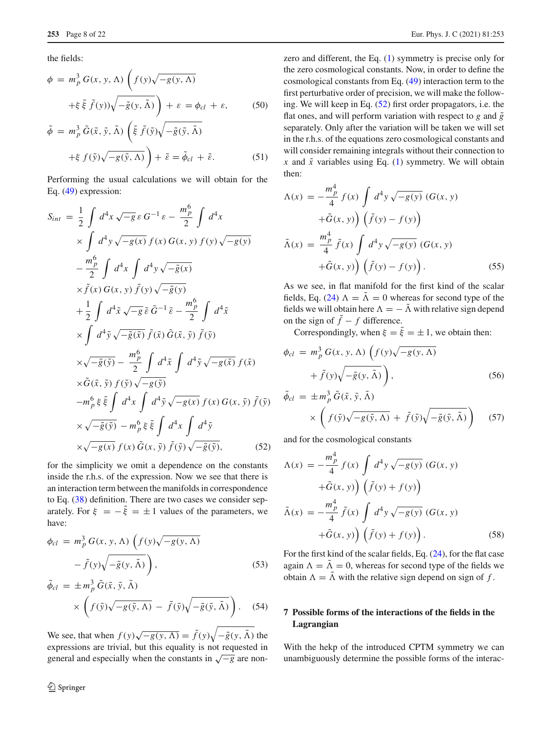the fields:

$$
\phi = m_p^3 \, G(x, y, \Lambda) \left( f(y)\sqrt{-g(y, \Lambda)} + \xi \, \tilde{\xi} \, \tilde{f}(y))\sqrt{-\tilde{g}(y, \tilde{\Lambda})} \right) + \varepsilon = \phi_{cl} + \varepsilon, \tag{50}
$$

$$
\tilde{\phi} = m_p^3 \, \tilde{G}(\tilde{x}, \tilde{y}, \tilde{\Lambda}) \left( \tilde{\xi} \, \tilde{f}(\tilde{y})\sqrt{-\tilde{g}(\tilde{y}, \tilde{\Lambda})} + \xi \, f(\tilde{y})\sqrt{-g(\tilde{y}, \Lambda)} \right) + \tilde{\varepsilon} = \tilde{\phi}_{cl} + \tilde{\varepsilon}. \tag{51}
$$

Performing the usual calculations we will obtain for the Eq. (49) expression:

$$
\begin{aligned}
S_{int} = \; & \frac{1}{2} \int d^4x \sqrt{-g} \, \varepsilon \, G^{-1} \, \varepsilon - \frac{m_p^6}{2} \int d^4x \\
& \times \int d^4y \sqrt{-g(x)} \, f(x) \, G(x, y) \, f(y) \sqrt{-g(y)} \\
& - \frac{m_p^6}{2} \int d^4x \int d^4y \sqrt{-\tilde{g}(x)} \\
& \times \tilde{f}(x) \, G(x, y) \, \tilde{f}(y) \sqrt{-\tilde{g}(y)} \\
& + \frac{1}{2} \int d^4\tilde{x} \sqrt{-\tilde{g}} \, \tilde{\varepsilon} \, \tilde{G}^{-1} \, \tilde{\varepsilon} - \frac{m_p^6}{2} \int d^4\tilde{x} \\
& \times \int d^4\tilde{y} \sqrt{-\tilde{g}(\tilde{x})} \, \tilde{f}(\tilde{x}) \, \tilde{G}(\tilde{x}, \tilde{y}) \, \tilde{f}(\tilde{y}) \\
& \times \sqrt{-\tilde{g}(\tilde{y})} - \frac{m_p^6}{2} \int d^4\tilde{x} \int d^4\tilde{y} \sqrt{-g(\tilde{x})} \, f(\tilde{x}) \\
& \times \tilde{G}(\tilde{x}, \tilde{y}) \, f(\tilde{y}) \sqrt{-g(\tilde{y})} \\
& - m_p^6 \, \xi \, \tilde{\xi} \int d^4x \int d^4\tilde{y} \sqrt{-g(x)} \, f(x) \, G(x, \tilde{y}) \, \tilde{f}(\tilde{y}) \\
& \times \sqrt{-\tilde{g}(\tilde{y})} - m_p^6 \, \xi \, \tilde{\xi} \int d^4x \int d^4\tilde{y} \\
& \times \sqrt{-g(x)} \, f(x) \, \tilde{G}(x, \tilde{y}) \, \tilde{f}(\tilde{y}) \sqrt{-\tilde{g}(\tilde{y})},
\end{aligned} \tag{52}
$$

for the simplicity we omit a dependence on the constants inside the r.h.s. of the expression. Now we see that there is an interaction term between the manifolds in correspondence to Eq. (38) definition. There are two cases we consider separately. For $\xi = -\tilde{\xi} = \pm 1$ values of the parameters, we have:

$$
\phi_{cl} = m_p^3 \, G(x, y, \Lambda) \left( f(y)\sqrt{-g(y, \Lambda)} - \tilde{f}(y)\sqrt{-\tilde{g}(y, \tilde{\Lambda})} \right), \tag{53}
$$

$$
\tilde{\phi}_{cl} = \pm m_p^3 \, \tilde{G}(\tilde{x}, \tilde{y}, \tilde{\Lambda}) \times \left( f(\tilde{y})\sqrt{-g(\tilde{y}, \Lambda)} - \tilde{f}(\tilde{y})\sqrt{-\tilde{g}(\tilde{y}, \tilde{\Lambda})} \right). \tag{54}
$$

We see, that when $f(y)\sqrt{-g(y, \Lambda)} = \tilde{f}(y)\sqrt{-\tilde{g}(y, \tilde{\Lambda})}$ the expressions are trivial, but this equality is not requested in general and especially when the constants in $\sqrt{-g}$ are non-zero and different, the Eq. (1) symmetry is precise only for the zero cosmological constants. Now, in order to define the cosmological constants from Eq. (49) interaction term to the first perturbative order of precision, we will make the following. We will keep in Eq. (52) first order propagators, i.e. the flat ones, and will perform variation with respect to $g$ and $\tilde{g}$ separately. Only after the variation will be taken we will set in the r.h.s. of the equations zero cosmological constants and will consider remaining integrals without their connection to $x$ and $\tilde{x}$ variables using Eq. (1) symmetry. We will obtain then:

$$
\Lambda(x) = -\frac{m_p^4}{4} \, f(x) \int d^4y \sqrt{-g(y)} \, \left(G(x, y) + \tilde{G}(x, y)\right) \left(\tilde{f}(y) - f(y)\right)
$$

$$
\tilde{\Lambda}(x) = \frac{m_p^4}{4} \, \tilde{f}(x) \int d^4y \sqrt{-g(y)} \, \left(G(x, y) + \tilde{G}(x, y)\right) \left(\tilde{f}(y) - f(y)\right). \tag{55}
$$

As we see, in flat manifold for the first kind of the scalar fields, Eq. (24) $\Lambda = \tilde{\Lambda} = 0$ whereas for second type of the fields we will obtain here $\Lambda = -\tilde{\Lambda}$ with relative sign depend on the sign of $\tilde{f} - f$ difference.

Correspondingly, when $\xi = \tilde{\xi} = \pm 1$, we obtain then:

$$
\phi_{cl} = m_p^3 \, G(x, y, \Lambda) \left( f(y)\sqrt{-g(y, \Lambda)} + \tilde{f}(y)\sqrt{-\tilde{g}(y, \tilde{\Lambda})} \right), \tag{56}
$$

$$
\tilde{\phi}_{cl} = \pm m_p^3 \, \tilde{G}(\tilde{x}, \tilde{y}, \tilde{\Lambda}) \times \left( f(\tilde{y})\sqrt{-g(\tilde{y}, \Lambda)} + \tilde{f}(\tilde{y})\sqrt{-\tilde{g}(\tilde{y}, \tilde{\Lambda})} \right) \tag{57}
$$

and for the cosmological constants

$$
\Lambda(x) = -\frac{m_p^4}{4} \, f(x) \int d^4y \sqrt{-g(y)} \, \left(G(x, y) + \tilde{G}(x, y)\right) \left(\tilde{f}(y) + f(y)\right)
$$

$$
\tilde{\Lambda}(x) = -\frac{m_p^4}{4} \, \tilde{f}(x) \int d^4y \sqrt{-g(y)} \, \left(G(x, y) + \tilde{G}(x, y)\right) \left(\tilde{f}(y) + f(y)\right). \tag{58}
$$

For the first kind of the scalar fields, Eq. (24), for the flat case again $\Lambda = \tilde{\Lambda} = 0$, whereas for second type of the fields we obtain $\Lambda = \tilde{\Lambda}$ with the relative sign depend on sign of $f$.

## 7 Possible forms of the interactions of the fields in the Lagrangian

With the hekp of the introduced CPTM symmetry we can unambiguously determine the possible forms of the interac-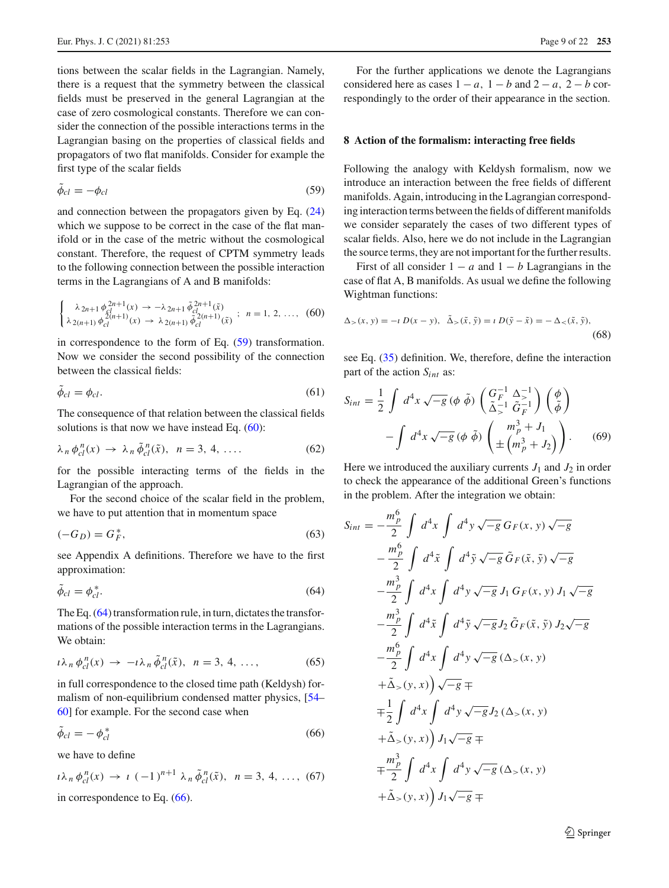tions between the scalar fields in the Lagrangian. Namely, there is a request that the symmetry between the classical fields must be preserved in the general Lagrangian at the case of zero cosmological constants. Therefore we can consider the connection of the possible interactions terms in the Lagrangian basing on the properties of classical fields and propagators of two flat manifolds. Consider for example the first type of the scalar fields

$$\tilde{\phi}_{cl} = -\phi_{cl} \tag{59}$$

and connection between the propagators given by Eq. (24) which we suppose to be correct in the case of the flat manifold or in the case of the metric without the cosmological constant. Therefore, the request of CPTM symmetry leads to the following connection between the possible interaction terms in the Lagrangians of A and B manifolds:

$$\begin{cases} \lambda_{2n+1}\,\phi_{cl}^{2n+1}(x) \,\rightarrow\, -\lambda_{2n+1}\,\tilde{\phi}_{cl}^{2n+1}(\tilde{x}) \\ \lambda_{2(n+1)}\,\phi_{cl}^{2(n+1)}(x) \,\rightarrow\, \lambda_{2(n+1)}\,\tilde{\phi}_{cl}^{2(n+1)}(\tilde{x}) \end{cases} ;\; n = 1,\, 2,\, \ldots, \tag{60}$$

in correspondence to the form of Eq. (59) transformation. Now we consider the second possibility of the connection between the classical fields:

$$\tilde{\phi}_{cl} = \phi_{cl}. \tag{61}$$

The consequence of that relation between the classical fields solutions is that now we have instead Eq. (60):

$$\lambda_n\,\phi_{cl}^{n}(x) \,\rightarrow\, \lambda_n\,\tilde{\phi}_{cl}^{n}(\tilde{x}),\;\; n = 3,\, 4,\, \ldots. \tag{62}$$

for the possible interacting terms of the fields in the Lagrangian of the approach.

For the second choice of the scalar field in the problem, we have to put attention that in momentum space

$$(-G_D) = G_F^{*}, \tag{63}$$

see Appendix A definitions. Therefore we have to the first approximation:

$$\tilde{\phi}_{cl} = \phi_{cl}^{*}. \tag{64}$$

The Eq. (64) transformation rule, in turn, dictates the transformations of the possible interaction terms in the Lagrangians. We obtain:

$$\imath\lambda_n\,\phi_{cl}^{n}(x) \,\rightarrow\, -\imath\lambda_n\,\tilde{\phi}_{cl}^{n}(\tilde{x}),\;\; n = 3,\, 4,\, \ldots, \tag{65}$$

in full correspondence to the closed time path (Keldysh) formalism of non-equilibrium condensed matter physics, [54–60] for example. For the second case when

$$\tilde{\phi}_{cl} = -\,\phi_{cl}^{*} \tag{66}$$

we have to define

$$\imath\lambda_n\,\phi_{cl}^{n}(x) \,\rightarrow\, \imath\,(-1)^{n+1}\,\lambda_n\,\tilde{\phi}_{cl}^{n}(\tilde{x}),\;\; n = 3,\, 4,\, \ldots, \tag{67}$$

in correspondence to Eq. (66).

For the further applications we denote the Lagrangians considered here as cases $1-a$, $1-b$ and $2-a$, $2-b$ correspondingly to the order of their appearance in the section.

## 8 Action of the formalism: interacting free fields

Following the analogy with Keldysh formalism, now we introduce an interaction between the free fields of different manifolds. Again, introducing in the Lagrangian corresponding interaction terms between the fields of different manifolds we consider separately the cases of two different types of scalar fields. Also, here we do not include in the Lagrangian the source terms, they are not important for the further results.

First of all consider $1-a$ and $1-b$ Lagrangians in the case of flat A, B manifolds. As usual we define the following Wightman functions:

$$\Delta_{>}(x,y) = -\imath\,D(x-y),\;\; \tilde{\Delta}_{>}(\tilde{x},\tilde{y}) = \imath\,D(\tilde{y}-\tilde{x}) = -\,\Delta_{<}(\tilde{x},\tilde{y}), \tag{68}$$

see Eq. (35) definition. We, therefore, define the interaction part of the action $S_{int}$ as:

$$S_{int} = \frac{1}{2}\int d^4x\,\sqrt{-g}\,(\phi\;\tilde{\phi})\begin{pmatrix} G_F^{-1} & \Delta_{>}^{-1} \\ \tilde{\Delta}_{>}^{-1} & \tilde{G}_F^{-1}\end{pmatrix}\begin{pmatrix}\phi \\ \tilde{\phi}\end{pmatrix} - \int d^4x\,\sqrt{-g}\,(\phi\;\tilde{\phi})\begin{pmatrix} m_p^3 + J_1 \\ \pm\left(m_p^3 + J_2\right)\end{pmatrix}. \tag{69}$$

Here we introduced the auxiliary currents $J_1$ and $J_2$ in order to check the appearance of the additional Green's functions in the problem. After the integration we obtain:

$$\begin{aligned}
S_{int} = &-\frac{m_p^6}{2}\int d^4x\int d^4y\,\sqrt{-g}\,G_F(x,y)\,\sqrt{-g} \\
&-\frac{m_p^6}{2}\int d^4\tilde{x}\int d^4\tilde{y}\,\sqrt{-g}\,\tilde{G}_F(\tilde{x},\tilde{y})\,\sqrt{-g} \\
&-\frac{m_p^3}{2}\int d^4x\int d^4y\,\sqrt{-g}\,J_1\,G_F(x,y)\,J_1\,\sqrt{-g} \\
&-\frac{m_p^3}{2}\int d^4\tilde{x}\int d^4\tilde{y}\,\sqrt{-g}\,J_2\,\tilde{G}_F(\tilde{x},\tilde{y})\,J_2\sqrt{-g} \\
&-\frac{m_p^6}{2}\int d^4x\int d^4y\,\sqrt{-g}\,(\Delta_{>}(x,y) \\
&+\tilde{\Delta}_{>}(y,x)\Big)\sqrt{-g}\,\mp \\
&\mp\frac{1}{2}\int d^4x\int d^4y\,\sqrt{-g}J_2\,(\Delta_{>}(x,y) \\
&+\tilde{\Delta}_{>}(y,x)\Big)\,J_1\sqrt{-g}\,\mp \\
&\mp\frac{m_p^3}{2}\int d^4x\int d^4y\,\sqrt{-g}\,(\Delta_{>}(x,y) \\
&+\tilde{\Delta}_{>}(y,x)\Big)\,J_1\sqrt{-g}\,\mp
\end{aligned}$$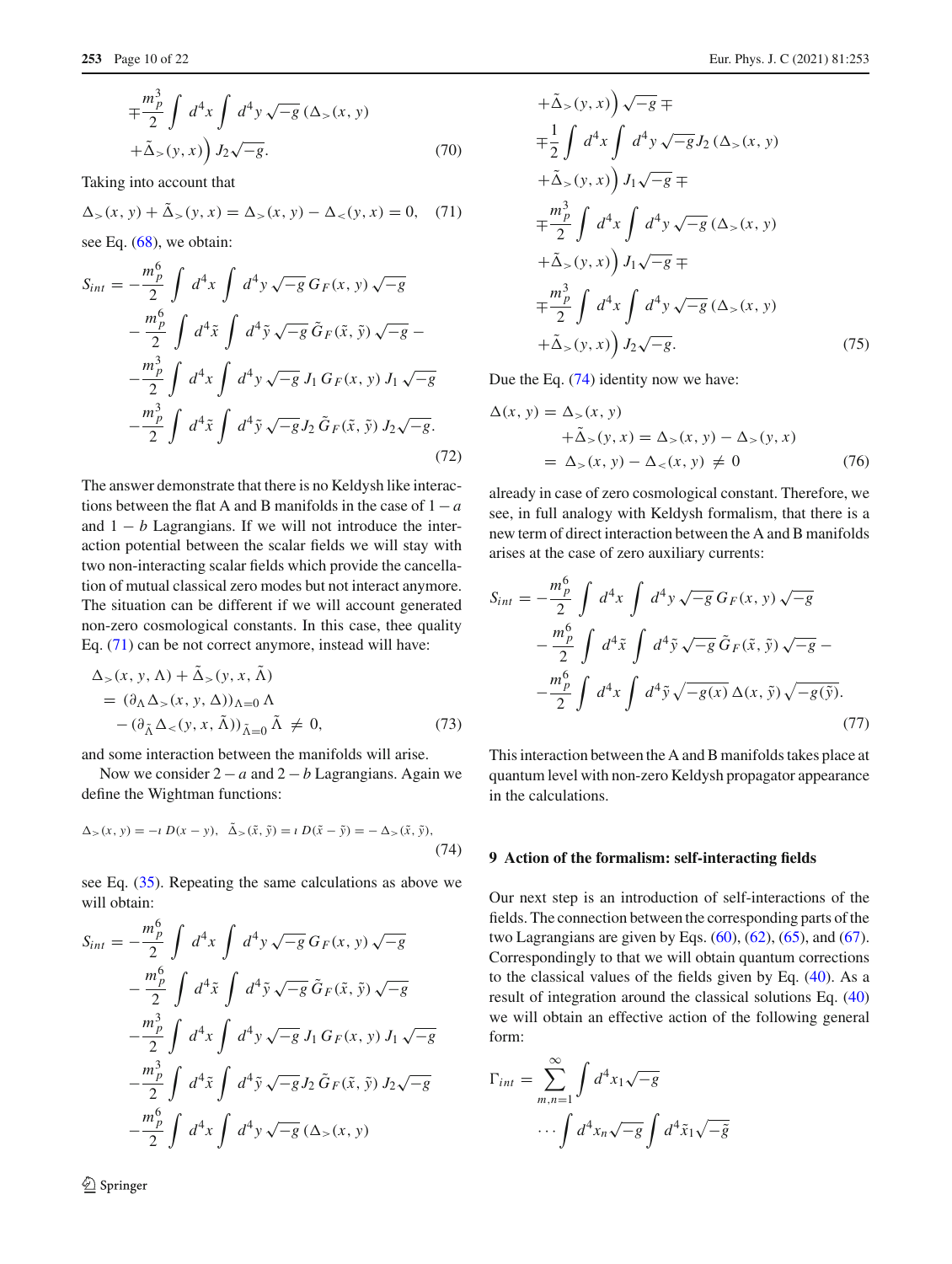$$
\mp \frac{m_p^3}{2} \int d^4x \int d^4y \sqrt{-g} \left(\Delta_>(x,y) + \tilde{\Delta}_>(y,x)\right) J_2 \sqrt{-g}. \tag{70}
$$

Taking into account that

$$
\Delta_>(x,y) + \tilde{\Delta}_>(y,x) = \Delta_>(x,y) - \Delta_<(y,x) = 0, \tag{71}
$$

see Eq. (68), we obtain:

$$
\begin{aligned}
S_{int} = &-\frac{m_p^6}{2} \int d^4x \int d^4y \sqrt{-g}\, G_F(x,y) \sqrt{-g} \\
&-\frac{m_p^6}{2} \int d^4\tilde{x} \int d^4\tilde{y} \sqrt{-g}\, \tilde{G}_F(\tilde{x},\tilde{y}) \sqrt{-g} - \\
&-\frac{m_p^3}{2} \int d^4x \int d^4y \sqrt{-g}\, J_1\, G_F(x,y)\, J_1 \sqrt{-g} \\
&-\frac{m_p^3}{2} \int d^4\tilde{x} \int d^4\tilde{y} \sqrt{-g} J_2\, \tilde{G}_F(\tilde{x},\tilde{y})\, J_2 \sqrt{-g}.
\end{aligned} \tag{72}
$$

The answer demonstrate that there is no Keldysh like interactions between the flat A and B manifolds in the case of $1-a$ and $1-b$ Lagrangians. If we will not introduce the interaction potential between the scalar fields we will stay with two non-interacting scalar fields which provide the cancellation of mutual classical zero modes but not interact anymore. The situation can be different if we will account generated non-zero cosmological constants. In this case, thee quality Eq. (71) can be not correct anymore, instead will have:

$$
\begin{aligned}
&\Delta_>(x,y,\Lambda) + \tilde{\Delta}_>(y,x,\tilde{\Lambda}) \\
&= (\partial_\Lambda \Delta_>(x,y,\Delta))_{\Lambda=0}\, \Lambda \\
&\quad - (\partial_{\tilde{\Lambda}} \Delta_<(y,x,\tilde{\Lambda}))_{\tilde{\Lambda}=0}\, \tilde{\Lambda} \neq 0,
\end{aligned} \tag{73}
$$

and some interaction between the manifolds will arise.

Now we consider $2-a$ and $2-b$ Lagrangians. Again we define the Wightman functions:

$$
\Delta_>(x,y) = -\imath\, D(x-y),\;\; \tilde{\Delta}_>(\tilde{x},\tilde{y}) = \imath\, D(\tilde{x}-\tilde{y}) = -\,\Delta_>(\tilde{x},\tilde{y}), \tag{74}
$$

see Eq. (35). Repeating the same calculations as above we will obtain:

$$
\begin{aligned}
S_{int} = &-\frac{m_p^6}{2} \int d^4x \int d^4y \sqrt{-g}\, G_F(x,y) \sqrt{-g} \\
&-\frac{m_p^6}{2} \int d^4\tilde{x} \int d^4\tilde{y} \sqrt{-g}\, \tilde{G}_F(\tilde{x},\tilde{y}) \sqrt{-g} \\
&-\frac{m_p^3}{2} \int d^4x \int d^4y \sqrt{-g}\, J_1\, G_F(x,y)\, J_1 \sqrt{-g} \\
&-\frac{m_p^3}{2} \int d^4\tilde{x} \int d^4\tilde{y} \sqrt{-g} J_2\, \tilde{G}_F(\tilde{x},\tilde{y})\, J_2 \sqrt{-g} \\
&-\frac{m_p^6}{2} \int d^4x \int d^4y \sqrt{-g} \left(\Delta_>(x,y) + \tilde{\Delta}_>(y,x)\right) \sqrt{-g} \mp \\
&\mp \frac{1}{2} \int d^4x \int d^4y \sqrt{-g} J_2 \left(\Delta_>(x,y) + \tilde{\Delta}_>(y,x)\right) J_1 \sqrt{-g} \mp \\
&\mp \frac{m_p^3}{2} \int d^4x \int d^4y \sqrt{-g} \left(\Delta_>(x,y) + \tilde{\Delta}_>(y,x)\right) J_1 \sqrt{-g} \mp \\
&\mp \frac{m_p^3}{2} \int d^4x \int d^4y \sqrt{-g} \left(\Delta_>(x,y) + \tilde{\Delta}_>(y,x)\right) J_2 \sqrt{-g}.
\end{aligned} \tag{75}
$$

Due the Eq. (74) identity now we have:

$$
\begin{aligned}
\Delta(x,y) &= \Delta_>(x,y) \\
&\quad + \tilde{\Delta}_>(y,x) = \Delta_>(x,y) - \Delta_>(y,x) \\
&= \Delta_>(x,y) - \Delta_<(x,y) \neq 0
\end{aligned} \tag{76}
$$

already in case of zero cosmological constant. Therefore, we see, in full analogy with Keldysh formalism, that there is a new term of direct interaction between the A and B manifolds arises at the case of zero auxiliary currents:

$$
\begin{aligned}
S_{int} = &-\frac{m_p^6}{2} \int d^4x \int d^4y \sqrt{-g}\, G_F(x,y) \sqrt{-g} \\
&-\frac{m_p^6}{2} \int d^4\tilde{x} \int d^4\tilde{y} \sqrt{-g}\, \tilde{G}_F(\tilde{x},\tilde{y}) \sqrt{-g} - \\
&-\frac{m_p^6}{2} \int d^4x \int d^4\tilde{y} \sqrt{-g(x)}\, \Delta(x,\tilde{y}) \sqrt{-g(\tilde{y})}.
\end{aligned} \tag{77}
$$

This interaction between the A and B manifolds takes place at quantum level with non-zero Keldysh propagator appearance in the calculations.

## 9 Action of the formalism: self-interacting fields

Our next step is an introduction of self-interactions of the fields. The connection between the corresponding parts of the two Lagrangians are given by Eqs. (60), (62), (65), and (67). Correspondingly to that we will obtain quantum corrections to the classical values of the fields given by Eq. (40). As a result of integration around the classical solutions Eq. (40) we will obtain an effective action of the following general form:

$$
\Gamma_{int} = \sum_{m,n=1}^{\infty} \int d^4x_1 \sqrt{-g} \cdots \int d^4x_n \sqrt{-g} \int d^4\tilde{x}_1 \sqrt{-\tilde{g}}
$$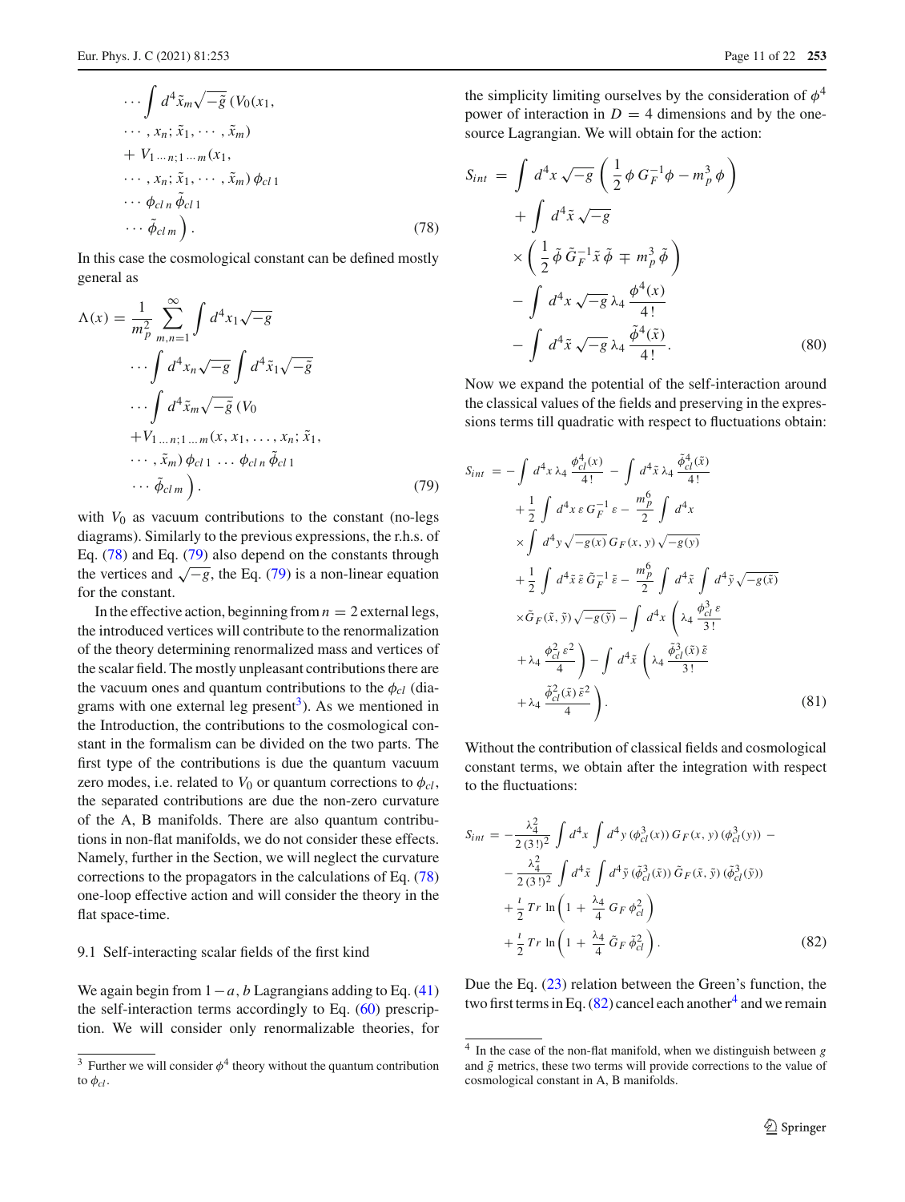$$\cdots \int d^4\tilde{x}_m \sqrt{-\tilde{g}}\, \Big( V_0(x_1, \cdots, x_n; \tilde{x}_1, \cdots, \tilde{x}_m) + V_{1\cdots n;1\cdots m}(x_1, \cdots, x_n; \tilde{x}_1, \cdots, \tilde{x}_m)\, \phi_{cl\,1} \cdots \phi_{cl\,n}\, \tilde{\phi}_{cl\,1} \cdots \tilde{\phi}_{cl\,m} \Big). \tag{78}$$

In this case the cosmological constant can be defined mostly general as

$$\Lambda(x) = \frac{1}{m_p^2} \sum_{m,n=1}^{\infty} \int d^4x_1 \sqrt{-g} \cdots \int d^4x_n \sqrt{-g} \int d^4\tilde{x}_1 \sqrt{-\tilde{g}} \cdots \int d^4\tilde{x}_m \sqrt{-\tilde{g}}\, \Big( V_0 + V_{1\ldots n;1\ldots m}(x, x_1, \ldots, x_n; \tilde{x}_1, \cdots, \tilde{x}_m)\, \phi_{cl\,1} \ldots \phi_{cl\,n}\, \tilde{\phi}_{cl\,1} \cdots \tilde{\phi}_{cl\,m} \Big). \tag{79}$$

with $V_0$ as vacuum contributions to the constant (no-legs diagrams). Similarly to the previous expressions, the r.h.s. of Eq. (78) and Eq. (79) also depend on the constants through the vertices and $\sqrt{-g}$, the Eq. (79) is a non-linear equation for the constant.

In the effective action, beginning from $n = 2$ external legs, the introduced vertices will contribute to the renormalization of the theory determining renormalized mass and vertices of the scalar field. The mostly unpleasant contributions there are the vacuum ones and quantum contributions to the $\phi_{cl}$ (diagrams with one external leg present[3]). As we mentioned in the Introduction, the contributions to the cosmological constant in the formalism can be divided on the two parts. The first type of the contributions is due the quantum vacuum zero modes, i.e. related to $V_0$ or quantum corrections to $\phi_{cl}$, the separated contributions are due the non-zero curvature of the A, B manifolds. There are also quantum contributions in non-flat manifolds, we do not consider these effects. Namely, further in the Section, we will neglect the curvature corrections to the propagators in the calculations of Eq. (78) one-loop effective action and will consider the theory in the flat space-time.

### 9.1 Self-interacting scalar fields of the first kind

We again begin from $1-a, b$ Lagrangians adding to Eq. (41) the self-interaction terms accordingly to Eq. (60) prescription. We will consider only renormalizable theories, for the simplicity limiting ourselves by the consideration of $\phi^4$ power of interaction in $D = 4$ dimensions and by the one-source Lagrangian. We will obtain for the action:

$$\begin{aligned} S_{int} = & \int d^4x \sqrt{-g} \left( \frac{1}{2} \phi\, G_F^{-1} \phi - m_p^3\, \phi \right) \\ & + \int d^4\tilde{x} \sqrt{-g} \times \left( \frac{1}{2} \tilde{\phi}\, \tilde{G}_F^{-1} \tilde{x}\, \tilde{\phi} \mp m_p^3\, \tilde{\phi} \right) \\ & - \int d^4x \sqrt{-g}\, \lambda_4 \frac{\phi^4(x)}{4!} \\ & - \int d^4\tilde{x} \sqrt{-g}\, \lambda_4 \frac{\tilde{\phi}^4(\tilde{x})}{4!}. \end{aligned} \tag{80}$$

Now we expand the potential of the self-interaction around the classical values of the fields and preserving in the expressions terms till quadratic with respect to fluctuations obtain:

$$\begin{aligned} S_{int} = & -\int d^4x\, \lambda_4 \frac{\phi_{cl}^4(x)}{4!} - \int d^4\tilde{x}\, \lambda_4 \frac{\tilde{\phi}_{cl}^4(\tilde{x})}{4!} \\ & + \frac{1}{2} \int d^4x\, \varepsilon\, G_F^{-1}\, \varepsilon - \frac{m_p^6}{2} \int d^4x \times \int d^4y \sqrt{-g(x)}\, G_F(x,y) \sqrt{-g(y)} \\ & + \frac{1}{2} \int d^4\tilde{x}\, \tilde{\varepsilon}\, \tilde{G}_F^{-1}\, \tilde{\varepsilon} - \frac{m_p^6}{2} \int d^4\tilde{x} \int d^4\tilde{y} \sqrt{-g(\tilde{x})} \times \tilde{G}_F(\tilde{x},\tilde{y}) \sqrt{-g(\tilde{y})} - \int d^4x \left( \lambda_4 \frac{\phi_{cl}^3\, \varepsilon}{3!} + \lambda_4 \frac{\phi_{cl}^2\, \varepsilon^2}{4} \right) - \int d^4\tilde{x} \left( \lambda_4 \frac{\tilde{\phi}_{cl}^3(\tilde{x})\, \tilde{\varepsilon}}{3!} + \lambda_4 \frac{\tilde{\phi}_{cl}^2(\tilde{x})\, \tilde{\varepsilon}^2}{4} \right). \end{aligned} \tag{81}$$

Without the contribution of classical fields and cosmological constant terms, we obtain after the integration with respect to the fluctuations:

$$\begin{aligned} S_{int} = & -\frac{\lambda_4^2}{2\,(3!)^2} \int d^4x \int d^4y\, (\phi_{cl}^3(x))\, G_F(x,y)\, (\phi_{cl}^3(y)) - \\ & - \frac{\lambda_4^2}{2\,(3!)^2} \int d^4\tilde{x} \int d^4\tilde{y}\, (\tilde{\phi}_{cl}^3(\tilde{x}))\, \tilde{G}_F(\tilde{x},\tilde{y})\, (\tilde{\phi}_{cl}^3(\tilde{y})) \\ & + \frac{\imath}{2}\, Tr\, \ln\left( 1 + \frac{\lambda_4}{4}\, G_F\, \phi_{cl}^2 \right) \\ & + \frac{\imath}{2}\, Tr\, \ln\left( 1 + \frac{\lambda_4}{4}\, \tilde{G}_F\, \tilde{\phi}_{cl}^2 \right). \end{aligned} \tag{82}$$

Due the Eq. (23) relation between the Green's function, the two first terms in Eq. (82) cancel each another[4] and we remain

---

[3] Further we will consider $\phi^4$ theory without the quantum contribution to $\phi_{cl}$.

[4] In the case of the non-flat manifold, when we distinguish between $g$ and $\tilde{g}$ metrics, these two terms will provide corrections to the value of cosmological constant in A, B manifolds.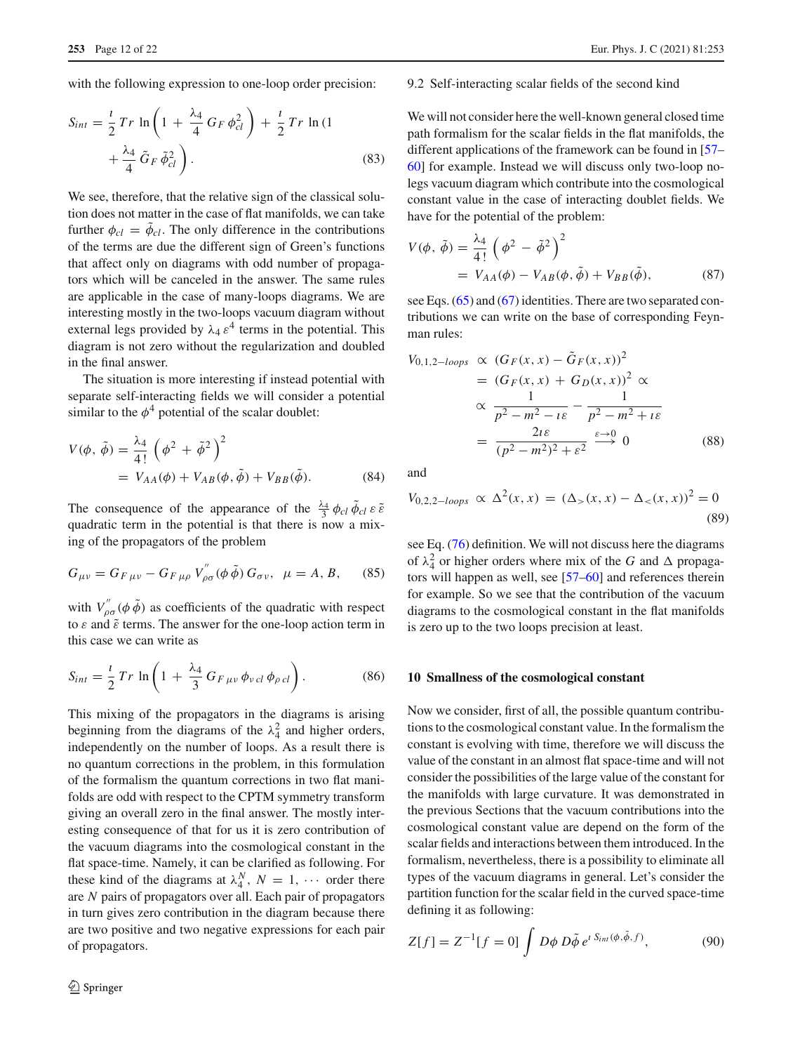with the following expression to one-loop order precision:

$$S_{int} = \frac{\imath}{2}\, Tr\, \ln\left(1 + \frac{\lambda_4}{4}\, G_F\, \phi_{cl}^2\right) + \frac{\imath}{2}\, Tr\, \ln\left(1 + \frac{\lambda_4}{4}\, \tilde{G}_F\, \tilde{\phi}_{cl}^2\right). \tag{83}$$

We see, therefore, that the relative sign of the classical solution does not matter in the case of flat manifolds, we can take further $\phi_{cl} = \tilde{\phi}_{cl}$. The only difference in the contributions of the terms are due the different sign of Green's functions that affect only on diagrams with odd number of propagators which will be canceled in the answer. The same rules are applicable in the case of many-loops diagrams. We are interesting mostly in the two-loops vacuum diagram without external legs provided by $\lambda_4\, \varepsilon^4$ terms in the potential. This diagram is not zero without the regularization and doubled in the final answer.

The situation is more interesting if instead potential with separate self-interacting fields we will consider a potential similar to the $\phi^4$ potential of the scalar doublet:

$$V(\phi,\, \tilde{\phi}) = \frac{\lambda_4}{4\,!}\left(\phi^2 + \tilde{\phi}^2\right)^2 = V_{AA}(\phi) + V_{AB}(\phi, \tilde{\phi}) + V_{BB}(\tilde{\phi}). \tag{84}$$

The consequence of the appearance of the $\frac{\lambda_4}{3}\, \phi_{cl}\, \tilde{\phi}_{cl}\, \varepsilon\, \tilde{\varepsilon}$ quadratic term in the potential is that there is now a mixing of the propagators of the problem

$$G_{\mu\nu} = G_{F\,\mu\nu} - G_{F\,\mu\rho}\, V^{''}_{\rho\sigma}(\phi\, \tilde{\phi})\, G_{\sigma\nu}, \quad \mu = A, B, \tag{85}$$

with $V^{''}_{\rho\sigma}(\phi\, \tilde{\phi})$ as coefficients of the quadratic with respect to $\varepsilon$ and $\tilde{\varepsilon}$ terms. The answer for the one-loop action term in this case we can write as

$$S_{int} = \frac{\imath}{2}\, Tr\, \ln\left(1 + \frac{\lambda_4}{3}\, G_{F\,\mu\nu}\, \phi_{\nu\, cl}\, \phi_{\rho\, cl}\right). \tag{86}$$

This mixing of the propagators in the diagrams is arising beginning from the diagrams of the $\lambda_4^2$ and higher orders, independently on the number of loops. As a result there is no quantum corrections in the problem, in this formulation of the formalism the quantum corrections in two flat manifolds are odd with respect to the CPTM symmetry transform giving an overall zero in the final answer. The mostly interesting consequence of that for us it is zero contribution of the vacuum diagrams into the cosmological constant in the flat space-time. Namely, it can be clarified as following. For these kind of the diagrams at $\lambda_4^N$, $N = 1, \cdots$ order there are $N$ pairs of propagators over all. Each pair of propagators in turn gives zero contribution in the diagram because there are two positive and two negative expressions for each pair of propagators.

### 9.2 Self-interacting scalar fields of the second kind

We will not consider here the well-known general closed time path formalism for the scalar fields in the flat manifolds, the different applications of the framework can be found in [57–60] for example. Instead we will discuss only two-loop no-legs vacuum diagram which contribute into the cosmological constant value in the case of interacting doublet fields. We have for the potential of the problem:

$$V(\phi,\, \tilde{\phi}) = \frac{\lambda_4}{4\,!}\left(\phi^2 - \tilde{\phi}^2\right)^2 = V_{AA}(\phi) - V_{AB}(\phi, \tilde{\phi}) + V_{BB}(\tilde{\phi}), \tag{87}$$

see Eqs. (65) and (67) identities. There are two separated contributions we can write on the base of corresponding Feynman rules:

$$\begin{aligned} V_{0,1,2-loops} &\propto (G_F(x,x) - \tilde{G}_F(x,x))^2 \\ &= (G_F(x,x) + G_D(x,x))^2 \propto \\ &\propto \frac{1}{p^2 - m^2 - \imath\varepsilon} - \frac{1}{p^2 - m^2 + \imath\varepsilon} \\ &= \frac{2\imath\varepsilon}{(p^2 - m^2)^2 + \varepsilon^2} \stackrel{\varepsilon \to 0}{\longrightarrow} 0 \end{aligned} \tag{88}$$

and

$$V_{0,2,2-loops} \propto \Delta^2(x,x) = (\Delta_>(x,x) - \Delta_<(x,x))^2 = 0 \tag{89}$$

see Eq. (76) definition. We will not discuss here the diagrams of $\lambda_4^2$ or higher orders where mix of the $G$ and $\Delta$ propagators will happen as well, see [57–60] and references therein for example. So we see that the contribution of the vacuum diagrams to the cosmological constant in the flat manifolds is zero up to the two loops precision at least.

## 10 Smallness of the cosmological constant

Now we consider, first of all, the possible quantum contributions to the cosmological constant value. In the formalism the constant is evolving with time, therefore we will discuss the value of the constant in an almost flat space-time and will not consider the possibilities of the large value of the constant for the manifolds with large curvature. It was demonstrated in the previous Sections that the vacuum contributions into the cosmological constant value are depend on the form of the scalar fields and interactions between them introduced. In the formalism, nevertheless, there is a possibility to eliminate all types of the vacuum diagrams in general. Let's consider the partition function for the scalar field in the curved space-time defining it as following:

$$Z[f] = Z^{-1}[f = 0] \int D\phi\, D\tilde{\phi}\, e^{\imath\, S_{int}(\phi, \tilde{\phi}, f)}, \tag{90}$$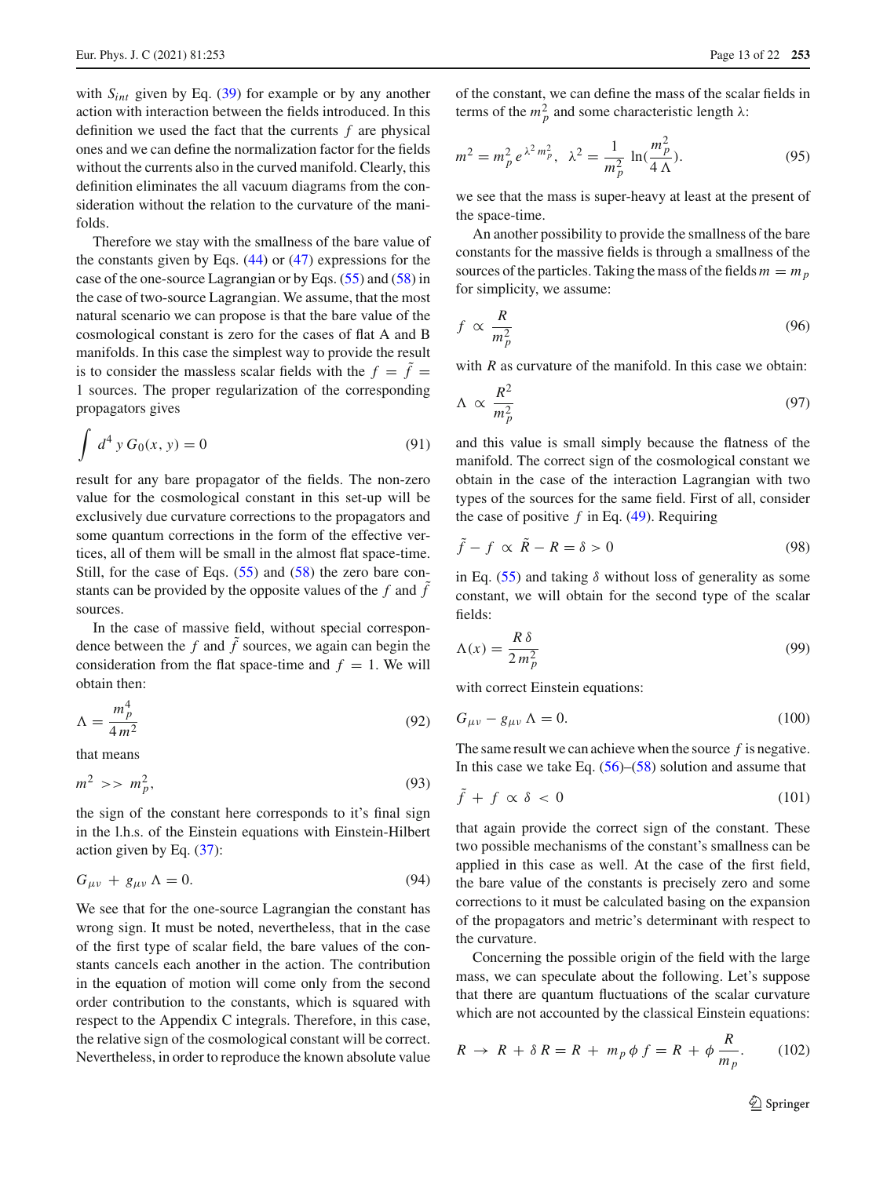with $S_{int}$ given by Eq. (39) for example or by any another action with interaction between the fields introduced. In this definition we used the fact that the currents $f$ are physical ones and we can define the normalization factor for the fields without the currents also in the curved manifold. Clearly, this definition eliminates the all vacuum diagrams from the consideration without the relation to the curvature of the manifolds.

Therefore we stay with the smallness of the bare value of the constants given by Eqs. (44) or (47) expressions for the case of the one-source Lagrangian or by Eqs. (55) and (58) in the case of two-source Lagrangian. We assume, that the most natural scenario we can propose is that the bare value of the cosmological constant is zero for the cases of flat A and B manifolds. In this case the simplest way to provide the result is to consider the massless scalar fields with the $f = \tilde{f} = 1$ sources. The proper regularization of the corresponding propagators gives

$$\int d^4 y \, G_0(x, y) = 0 \tag{91}$$

result for any bare propagator of the fields. The non-zero value for the cosmological constant in this set-up will be exclusively due curvature corrections to the propagators and some quantum corrections in the form of the effective vertices, all of them will be small in the almost flat space-time. Still, for the case of Eqs. (55) and (58) the zero bare constants can be provided by the opposite values of the $f$ and $\tilde{f}$ sources.

In the case of massive field, without special correspondence between the $f$ and $\tilde{f}$ sources, we again can begin the consideration from the flat space-time and $f = 1$. We will obtain then:

$$\Lambda = \frac{m_p^4}{4 m^2} \tag{92}$$

that means

$$m^2 >> m_p^2, \tag{93}$$

the sign of the constant here corresponds to it's final sign in the l.h.s. of the Einstein equations with Einstein-Hilbert action given by Eq. (37):

$$G_{\mu\nu} + g_{\mu\nu} \Lambda = 0. \tag{94}$$

We see that for the one-source Lagrangian the constant has wrong sign. It must be noted, nevertheless, that in the case of the first type of scalar field, the bare values of the constants cancels each another in the action. The contribution in the equation of motion will come only from the second order contribution to the constants, which is squared with respect to the Appendix C integrals. Therefore, in this case, the relative sign of the cosmological constant will be correct. Nevertheless, in order to reproduce the known absolute value of the constant, we can define the mass of the scalar fields in terms of the $m_p^2$ and some characteristic length $\lambda$:

$$m^2 = m_p^2 \, e^{\lambda^2 m_p^2}, \quad \lambda^2 = \frac{1}{m_p^2} \, \ln(\frac{m_p^2}{4\,\Lambda}). \tag{95}$$

we see that the mass is super-heavy at least at the present of the space-time.

An another possibility to provide the smallness of the bare constants for the massive fields is through a smallness of the sources of the particles. Taking the mass of the fields $m = m_p$ for simplicity, we assume:

$$f \propto \frac{R}{m_p^2} \tag{96}$$

with $R$ as curvature of the manifold. In this case we obtain:

$$\Lambda \propto \frac{R^2}{m_p^2} \tag{97}$$

and this value is small simply because the flatness of the manifold. The correct sign of the cosmological constant we obtain in the case of the interaction Lagrangian with two types of the sources for the same field. First of all, consider the case of positive $f$ in Eq. (49). Requiring

$$\tilde{f} - f \propto \tilde{R} - R = \delta > 0 \tag{98}$$

in Eq. (55) and taking $\delta$ without loss of generality as some constant, we will obtain for the second type of the scalar fields:

$$\Lambda(x) = \frac{R\,\delta}{2\,m_p^2} \tag{99}$$

with correct Einstein equations:

$$G_{\mu\nu} - g_{\mu\nu} \Lambda = 0. \tag{100}$$

The same result we can achieve when the source $f$ is negative. In this case we take Eq. (56)–(58) solution and assume that

$$\tilde{f} + f \propto \delta < 0 \tag{101}$$

that again provide the correct sign of the constant. These two possible mechanisms of the constant's smallness can be applied in this case as well. At the case of the first field, the bare value of the constants is precisely zero and some corrections to it must be calculated basing on the expansion of the propagators and metric's determinant with respect to the curvature.

Concerning the possible origin of the field with the large mass, we can speculate about the following. Let's suppose that there are quantum fluctuations of the scalar curvature which are not accounted by the classical Einstein equations:

$$R \to R + \delta R = R + m_p \, \phi \, f = R + \phi \, \frac{R}{m_p}. \tag{102}$$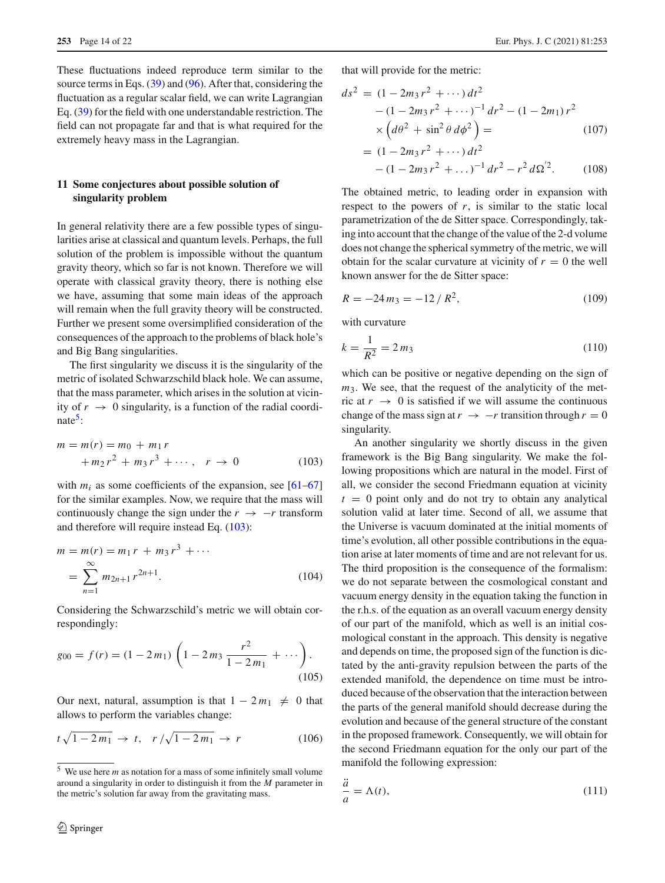These fluctuations indeed reproduce term similar to the source terms in Eqs. (39) and (96). After that, considering the fluctuation as a regular scalar field, we can write Lagrangian Eq. (39) for the field with one understandable restriction. The field can not propagate far and that is what required for the extremely heavy mass in the Lagrangian.

## 11 Some conjectures about possible solution of singularity problem

In general relativity there are a few possible types of singularities arise at classical and quantum levels. Perhaps, the full solution of the problem is impossible without the quantum gravity theory, which so far is not known. Therefore we will operate with classical gravity theory, there is nothing else we have, assuming that some main ideas of the approach will remain when the full gravity theory will be constructed. Further we present some oversimplified consideration of the consequences of the approach to the problems of black hole's and Big Bang singularities.

The first singularity we discuss it is the singularity of the metric of isolated Schwarzschild black hole. We can assume, that the mass parameter, which arises in the solution at vicinity of $r \rightarrow 0$ singularity, is a function of the radial coordinate[5]:

$$
\begin{aligned}
m = m(r) &= m_0 + m_1 r \\
&+ m_2 r^2 + m_3 r^3 + \cdots , \quad r \rightarrow 0
\end{aligned} \tag{103}
$$

with $m_i$ as some coefficients of the expansion, see [61–67] for the similar examples. Now, we require that the mass will continuously change the sign under the $r \rightarrow -r$ transform and therefore will require instead Eq. (103):

$$
\begin{aligned}
m = m(r) &= m_1 r + m_3 r^3 + \cdots \\
&= \sum_{n=1}^{\infty} m_{2n+1} r^{2n+1}.
\end{aligned} \tag{104}
$$

Considering the Schwarzschild's metric we will obtain correspondingly:

$$
g_{00} = f(r) = (1 - 2m_1)\left(1 - 2m_3 \frac{r^2}{1 - 2m_1} + \cdots\right). \tag{105}
$$

Our next, natural, assumption is that $1 - 2m_1 \neq 0$ that allows to perform the variables change:

$$
t\sqrt{1 - 2m_1} \rightarrow t, \quad r/\sqrt{1 - 2m_1} \rightarrow r \tag{106}
$$

that will provide for the metric:

$$
\begin{aligned}
ds^2 &= (1 - 2m_3 r^2 + \cdots) dt^2 \\
&- (1 - 2m_3 r^2 + \cdots)^{-1} dr^2 - (1 - 2m_1) r^2 \\
&\times \left(d\theta^2 + \sin^2\theta \, d\phi^2\right) = 
\end{aligned} \tag{107}
$$

$$
\begin{aligned}
&= (1 - 2m_3 r^2 + \cdots) dt^2 \\
&- (1 - 2m_3 r^2 + \ldots)^{-1} dr^2 - r^2 d\Omega'^2.
\end{aligned} \tag{108}
$$

The obtained metric, to leading order in expansion with respect to the powers of $r$, is similar to the static local parametrization of the de Sitter space. Correspondingly, taking into account that the change of the value of the 2-d volume does not change the spherical symmetry of the metric, we will obtain for the scalar curvature at vicinity of $r = 0$ the well known answer for the de Sitter space:

$$
R = -24 m_3 = -12 / R^2, \tag{109}
$$

with curvature

$$
k = \frac{1}{R^2} = 2 m_3 \tag{110}
$$

which can be positive or negative depending on the sign of $m_3$. We see, that the request of the analyticity of the metric at $r \rightarrow 0$ is satisfied if we will assume the continuous change of the mass sign at $r \rightarrow -r$ transition through $r = 0$ singularity.

An another singularity we shortly discuss in the given framework is the Big Bang singularity. We make the following propositions which are natural in the model. First of all, we consider the second Friedmann equation at vicinity of $t = 0$ point only and do not try to obtain any analytical solution valid at later time. Second of all, we assume that the Universe is vacuum dominated at the initial moments of time's evolution, all other possible contributions in the equation arise at later moments of time and are not relevant for us. The third proposition is the consequence of the formalism: we do not separate between the cosmological constant and vacuum energy density in the equation taking the function in the r.h.s. of the equation as an overall vacuum energy density of our part of the manifold, which as well is an initial cosmological constant in the approach. This density is negative and depends on time, the proposed sign of the function is dictated by the anti-gravity repulsion between the parts of the extended manifold, the dependence on time must be introduced because of the observation that the interaction between the parts of the general manifold should decrease during the evolution and because of the general structure of the constant in the proposed framework. Consequently, we will obtain for the second Friedmann equation for the only our part of the manifold the following expression:

$$
\frac{\ddot{a}}{a} = \Lambda(t), \tag{111}
$$

[5] We use here $m$ as notation for a mass of some infinitely small volume around a singularity in order to distinguish it from the $M$ parameter in the metric's solution far away from the gravitating mass.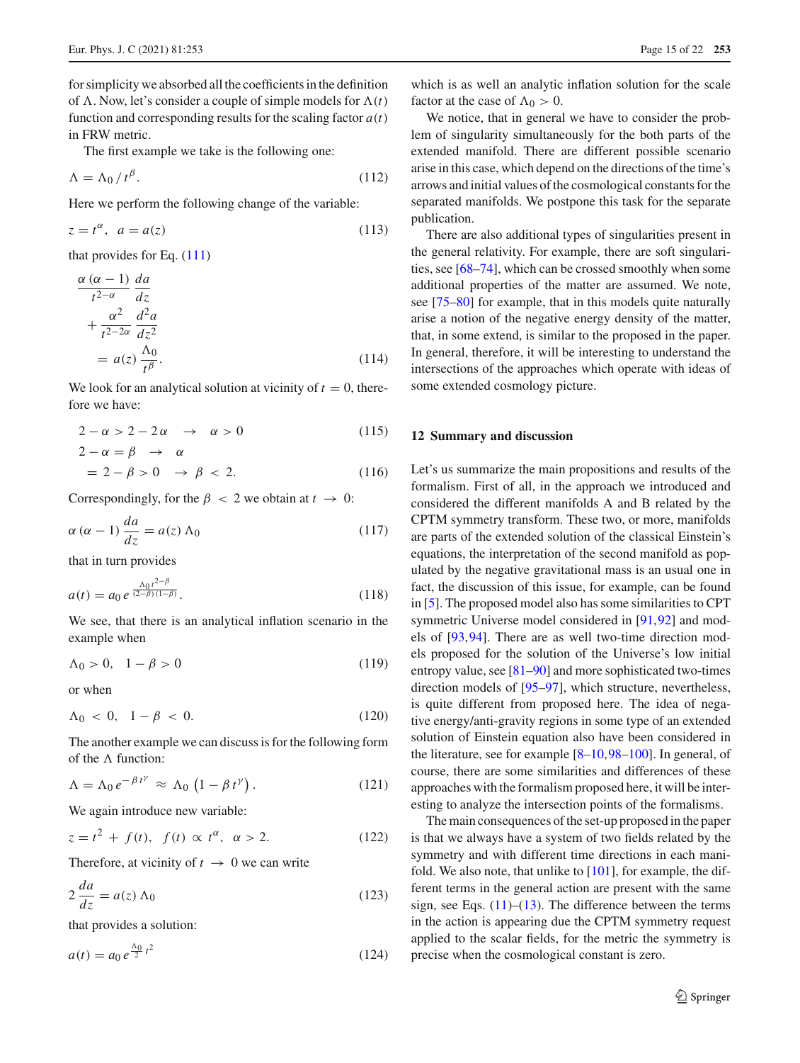for simplicity we absorbed all the coefficients in the definition of $\Lambda$. Now, let's consider a couple of simple models for $\Lambda(t)$ function and corresponding results for the scaling factor $a(t)$ in FRW metric.

The first example we take is the following one:

$$\Lambda = \Lambda_0 \, / \, t^{\beta}. \tag{112}$$

Here we perform the following change of the variable:

$$z = t^{\alpha}, \;\; a = a(z) \tag{113}$$

that provides for Eq. (111)

$$\frac{\alpha\,(\alpha - 1)}{t^{2-\alpha}}\,\frac{da}{dz} + \frac{\alpha^2}{t^{2-2\alpha}}\,\frac{d^2 a}{dz^2} = a(z)\,\frac{\Lambda_0}{t^{\beta}}. \tag{114}$$

We look for an analytical solution at vicinity of $t = 0$, therefore we have:

$$2 - \alpha > 2 - 2\alpha \quad \rightarrow \quad \alpha > 0 \tag{115}$$

$$2 - \alpha = \beta \quad \rightarrow \quad \alpha = 2 - \beta > 0 \quad \rightarrow \beta \, < \, 2. \tag{116}$$

Correspondingly, for the $\beta \, < \, 2$ we obtain at $t \, \rightarrow \, 0$:

$$\alpha\,(\alpha - 1)\,\frac{da}{dz} = a(z)\,\Lambda_0 \tag{117}$$

that in turn provides

$$a(t) = a_0\, e^{\frac{\Lambda_0\, t^{2-\beta}}{(2-\beta)\,(1-\beta)}}. \tag{118}$$

We see, that there is an analytical inflation scenario in the example when

$$\Lambda_0 > 0, \quad 1 - \beta > 0 \tag{119}$$

or when

$$\Lambda_0 \, < \, 0, \quad 1 - \beta \, < \, 0. \tag{120}$$

The another example we can discuss is for the following form of the $\Lambda$ function:

$$\Lambda = \Lambda_0\, e^{-\,\beta\, t^{\gamma}} \; \approx \; \Lambda_0\, \left( 1 - \beta\, t^{\gamma} \right). \tag{121}$$

We again introduce new variable:

$$z = t^2 \, + \, f(t), \;\; f(t) \, \propto \, t^{\alpha}, \;\; \alpha > 2. \tag{122}$$

Therefore, at vicinity of $t \, \rightarrow \, 0$ we can write

$$2\,\frac{da}{dz} = a(z)\,\Lambda_0 \tag{123}$$

that provides a solution:

$$a(t) = a_0\, e^{\frac{\Lambda_0}{2}\, t^2} \tag{124}$$

which is as well an analytic inflation solution for the scale factor at the case of $\Lambda_0 > 0$.

We notice, that in general we have to consider the problem of singularity simultaneously for the both parts of the extended manifold. There are different possible scenario arise in this case, which depend on the directions of the time's arrows and initial values of the cosmological constants for the separated manifolds. We postpone this task for the separate publication.

There are also additional types of singularities present in the general relativity. For example, there are soft singularities, see [68–74], which can be crossed smoothly when some additional properties of the matter are assumed. We note, see [75–80] for example, that in this models quite naturally arise a notion of the negative energy density of the matter, that, in some extend, is similar to the proposed in the paper. In general, therefore, it will be interesting to understand the intersections of the approaches which operate with ideas of some extended cosmology picture.

## 12 Summary and discussion

Let's us summarize the main propositions and results of the formalism. First of all, in the approach we introduced and considered the different manifolds A and B related by the CPTM symmetry transform. These two, or more, manifolds are parts of the extended solution of the classical Einstein's equations, the interpretation of the second manifold as populated by the negative gravitational mass is an usual one in fact, the discussion of this issue, for example, can be found in [5]. The proposed model also has some similarities to CPT symmetric Universe model considered in [91,92] and models of [93,94]. There are as well two-time direction models proposed for the solution of the Universe's low initial entropy value, see [81–90] and more sophisticated two-times direction models of [95–97], which structure, nevertheless, is quite different from proposed here. The idea of negative energy/anti-gravity regions in some type of an extended solution of Einstein equation also have been considered in the literature, see for example [8–10,98–100]. In general, of course, there are some similarities and differences of these approaches with the formalism proposed here, it will be interesting to analyze the intersection points of the formalisms.

The main consequences of the set-up proposed in the paper is that we always have a system of two fields related by the symmetry and with different time directions in each manifold. We also note, that unlike to [101], for example, the different terms in the general action are present with the same sign, see Eqs. (11)–(13). The difference between the terms in the action is appearing due the CPTM symmetry request applied to the scalar fields, for the metric the symmetry is precise when the cosmological constant is zero.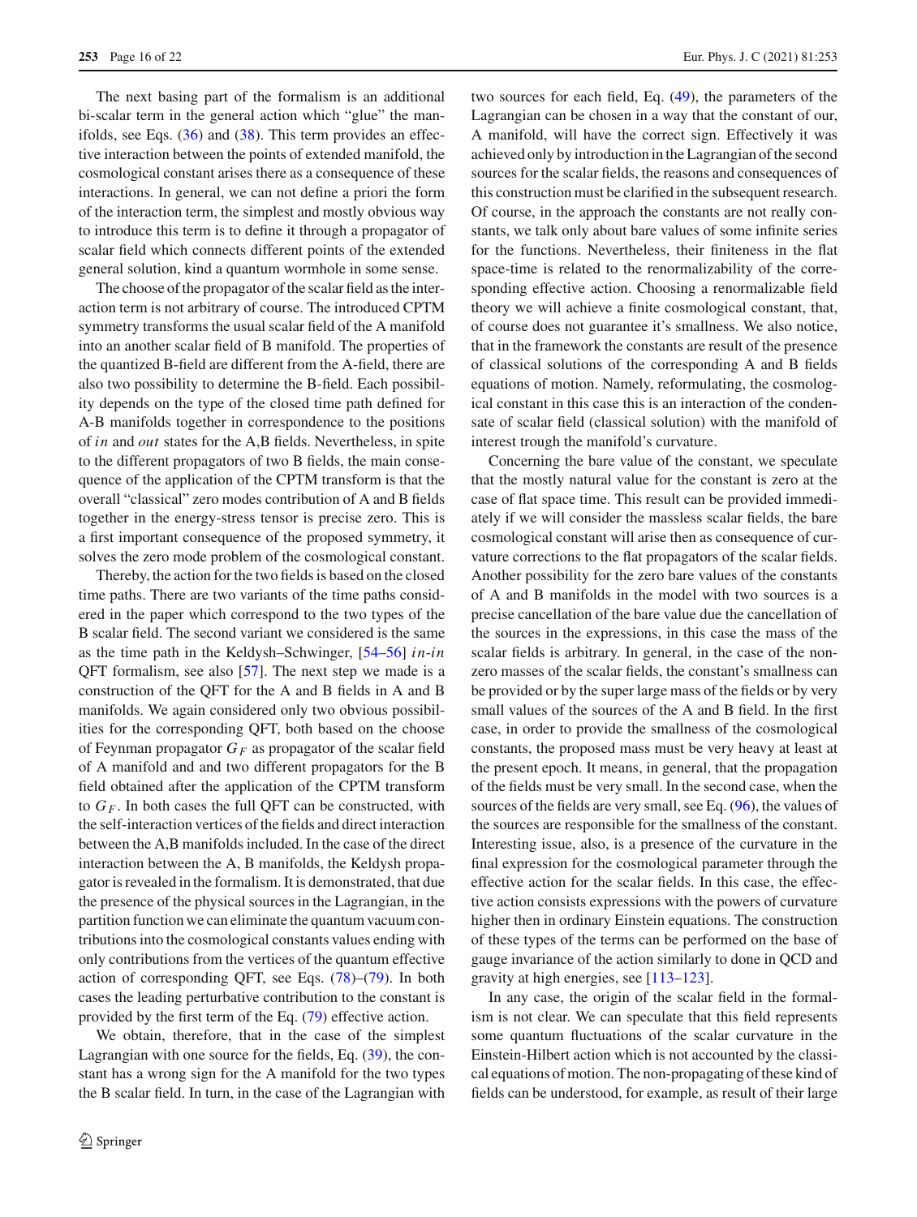The next basing part of the formalism is an additional bi-scalar term in the general action which "glue" the manifolds, see Eqs. (36) and (38). This term provides an effective interaction between the points of extended manifold, the cosmological constant arises there as a consequence of these interactions. In general, we can not define a priori the form of the interaction term, the simplest and mostly obvious way to introduce this term is to define it through a propagator of scalar field which connects different points of the extended general solution, kind a quantum wormhole in some sense.

The choose of the propagator of the scalar field as the interaction term is not arbitrary of course. The introduced CPTM symmetry transforms the usual scalar field of the A manifold into an another scalar field of B manifold. The properties of the quantized B-field are different from the A-field, there are also two possibility to determine the B-field. Each possibility depends on the type of the closed time path defined for A-B manifolds together in correspondence to the positions of *in* and *out* states for the A,B fields. Nevertheless, in spite to the different propagators of two B fields, the main consequence of the application of the CPTM transform is that the overall "classical" zero modes contribution of A and B fields together in the energy-stress tensor is precise zero. This is a first important consequence of the proposed symmetry, it solves the zero mode problem of the cosmological constant.

Thereby, the action for the two fields is based on the closed time paths. There are two variants of the time paths considered in the paper which correspond to the two types of the B scalar field. The second variant we considered is the same as the time path in the Keldysh–Schwinger, [54–56] *in-in* QFT formalism, see also [57]. The next step we made is a construction of the QFT for the A and B fields in A and B manifolds. We again considered only two obvious possibilities for the corresponding QFT, both based on the choose of Feynman propagator $G_F$ as propagator of the scalar field of A manifold and and two different propagators for the B field obtained after the application of the CPTM transform to $G_F$. In both cases the full QFT can be constructed, with the self-interaction vertices of the fields and direct interaction between the A,B manifolds included. In the case of the direct interaction between the A, B manifolds, the Keldysh propagator is revealed in the formalism. It is demonstrated, that due the presence of the physical sources in the Lagrangian, in the partition function we can eliminate the quantum vacuum contributions into the cosmological constants values ending with only contributions from the vertices of the quantum effective action of corresponding QFT, see Eqs. (78)–(79). In both cases the leading perturbative contribution to the constant is provided by the first term of the Eq. (79) effective action.

We obtain, therefore, that in the case of the simplest Lagrangian with one source for the fields, Eq. (39), the constant has a wrong sign for the A manifold for the two types the B scalar field. In turn, in the case of the Lagrangian with two sources for each field, Eq. (49), the parameters of the Lagrangian can be chosen in a way that the constant of our, A manifold, will have the correct sign. Effectively it was achieved only by introduction in the Lagrangian of the second sources for the scalar fields, the reasons and consequences of this construction must be clarified in the subsequent research. Of course, in the approach the constants are not really constants, we talk only about bare values of some infinite series for the functions. Nevertheless, their finiteness in the flat space-time is related to the renormalizability of the corresponding effective action. Choosing a renormalizable field theory we will achieve a finite cosmological constant, that, of course does not guarantee it's smallness. We also notice, that in the framework the constants are result of the presence of classical solutions of the corresponding A and B fields equations of motion. Namely, reformulating, the cosmological constant in this case this is an interaction of the condensate of scalar field (classical solution) with the manifold of interest trough the manifold's curvature.

Concerning the bare value of the constant, we speculate that the mostly natural value for the constant is zero at the case of flat space time. This result can be provided immediately if we will consider the massless scalar fields, the bare cosmological constant will arise then as consequence of curvature corrections to the flat propagators of the scalar fields. Another possibility for the zero bare values of the constants of A and B manifolds in the model with two sources is a precise cancellation of the bare value due the cancellation of the sources in the expressions, in this case the mass of the scalar fields is arbitrary. In general, in the case of the non-zero masses of the scalar fields, the constant's smallness can be provided or by the super large mass of the fields or by very small values of the sources of the A and B field. In the first case, in order to provide the smallness of the cosmological constants, the proposed mass must be very heavy at least at the present epoch. It means, in general, that the propagation of the fields must be very small. In the second case, when the sources of the fields are very small, see Eq. (96), the values of the sources are responsible for the smallness of the constant. Interesting issue, also, is a presence of the curvature in the final expression for the cosmological parameter through the effective action for the scalar fields. In this case, the effective action consists expressions with the powers of curvature higher then in ordinary Einstein equations. The construction of these types of the terms can be performed on the base of gauge invariance of the action similarly to done in QCD and gravity at high energies, see [113–123].

In any case, the origin of the scalar field in the formalism is not clear. We can speculate that this field represents some quantum fluctuations of the scalar curvature in the Einstein-Hilbert action which is not accounted by the classical equations of motion. The non-propagating of these kind of fields can be understood, for example, as result of their large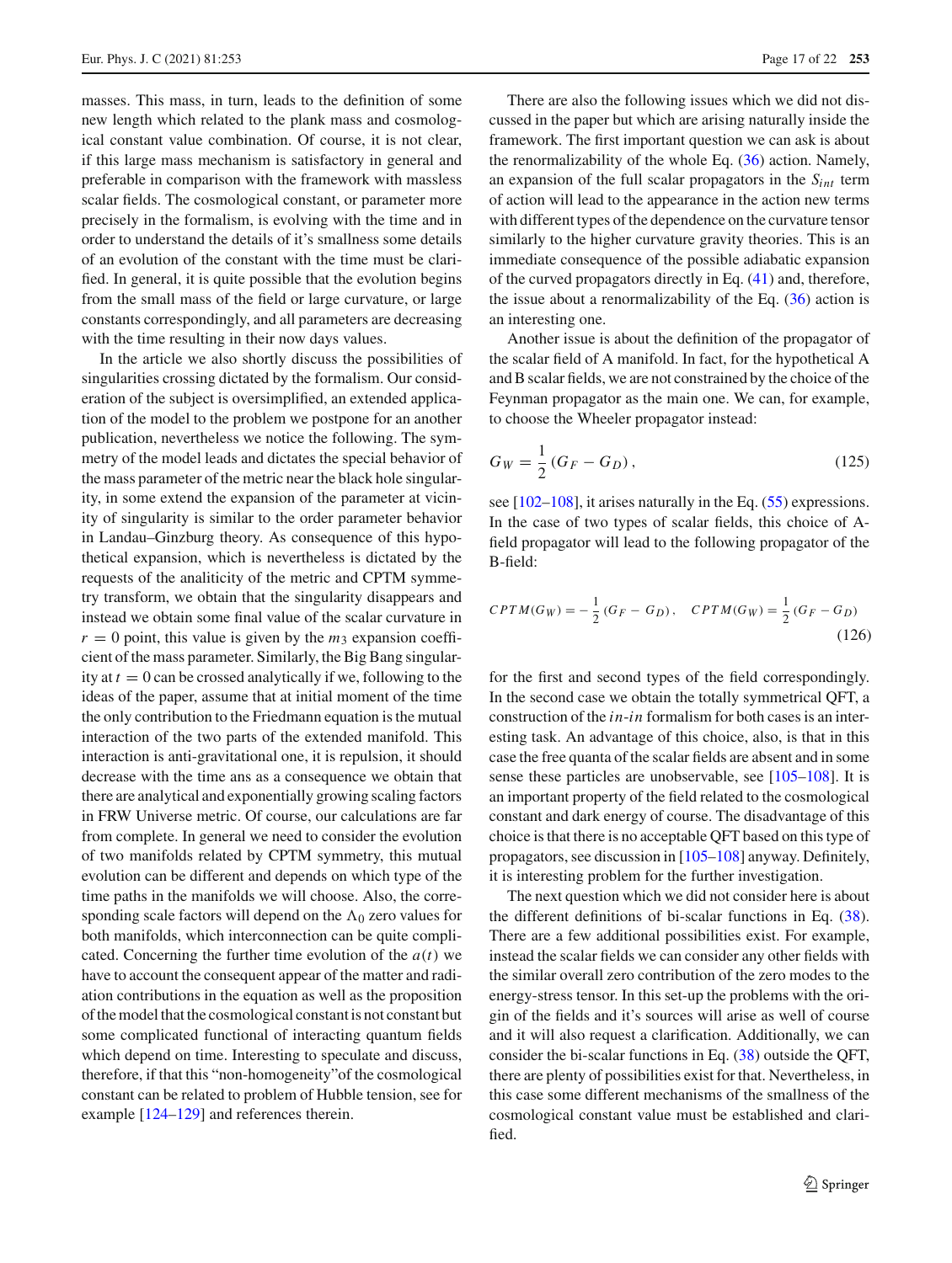masses. This mass, in turn, leads to the definition of some new length which related to the plank mass and cosmological constant value combination. Of course, it is not clear, if this large mass mechanism is satisfactory in general and preferable in comparison with the framework with massless scalar fields. The cosmological constant, or parameter more precisely in the formalism, is evolving with the time and in order to understand the details of it's smallness some details of an evolution of the constant with the time must be clarified. In general, it is quite possible that the evolution begins from the small mass of the field or large curvature, or large constants correspondingly, and all parameters are decreasing with the time resulting in their now days values.

In the article we also shortly discuss the possibilities of singularities crossing dictated by the formalism. Our consideration of the subject is oversimplified, an extended application of the model to the problem we postpone for an another publication, nevertheless we notice the following. The symmetry of the model leads and dictates the special behavior of the mass parameter of the metric near the black hole singularity, in some extend the expansion of the parameter at vicinity of singularity is similar to the order parameter behavior in Landau–Ginzburg theory. As consequence of this hypothetical expansion, which is nevertheless is dictated by the requests of the analiticity of the metric and CPTM symmetry transform, we obtain that the singularity disappears and instead we obtain some final value of the scalar curvature in $r = 0$ point, this value is given by the $m_3$ expansion coefficient of the mass parameter. Similarly, the Big Bang singularity at $t = 0$ can be crossed analytically if we, following to the ideas of the paper, assume that at initial moment of the time the only contribution to the Friedmann equation is the mutual interaction of the two parts of the extended manifold. This interaction is anti-gravitational one, it is repulsion, it should decrease with the time ans as a consequence we obtain that there are analytical and exponentially growing scaling factors in FRW Universe metric. Of course, our calculations are far from complete. In general we need to consider the evolution of two manifolds related by CPTM symmetry, this mutual evolution can be different and depends on which type of the time paths in the manifolds we will choose. Also, the corresponding scale factors will depend on the $\Lambda_0$ zero values for both manifolds, which interconnection can be quite complicated. Concerning the further time evolution of the $a(t)$ we have to account the consequent appear of the matter and radiation contributions in the equation as well as the proposition of the model that the cosmological constant is not constant but some complicated functional of interacting quantum fields which depend on time. Interesting to speculate and discuss, therefore, if that this "non-homogeneity" of the cosmological constant can be related to problem of Hubble tension, see for example [124–129] and references therein.

There are also the following issues which we did not discussed in the paper but which are arising naturally inside the framework. The first important question we can ask is about the renormalizability of the whole Eq. (36) action. Namely, an expansion of the full scalar propagators in the $S_{int}$ term of action will lead to the appearance in the action new terms with different types of the dependence on the curvature tensor similarly to the higher curvature gravity theories. This is an immediate consequence of the possible adiabatic expansion of the curved propagators directly in Eq. (41) and, therefore, the issue about a renormalizability of the Eq. (36) action is an interesting one.

Another issue is about the definition of the propagator of the scalar field of A manifold. In fact, for the hypothetical A and B scalar fields, we are not constrained by the choice of the Feynman propagator as the main one. We can, for example, to choose the Wheeler propagator instead:

$$G_W = \frac{1}{2}\left(G_F - G_D\right), \tag{125}$$

see [102–108], it arises naturally in the Eq. (55) expressions. In the case of two types of scalar fields, this choice of A-field propagator will lead to the following propagator of the B-field:

$$CPTM(G_W) = -\frac{1}{2}\left(G_F - G_D\right), \quad CPTM(G_W) = \frac{1}{2}\left(G_F - G_D\right) \tag{126}$$

for the first and second types of the field correspondingly. In the second case we obtain the totally symmetrical QFT, a construction of the *in-in* formalism for both cases is an interesting task. An advantage of this choice, also, is that in this case the free quanta of the scalar fields are absent and in some sense these particles are unobservable, see [105–108]. It is an important property of the field related to the cosmological constant and dark energy of course. The disadvantage of this choice is that there is no acceptable QFT based on this type of propagators, see discussion in [105–108] anyway. Definitely, it is interesting problem for the further investigation.

The next question which we did not consider here is about the different definitions of bi-scalar functions in Eq. (38). There are a few additional possibilities exist. For example, instead the scalar fields we can consider any other fields with the similar overall zero contribution of the zero modes to the energy-stress tensor. In this set-up the problems with the origin of the fields and it's sources will arise as well of course and it will also request a clarification. Additionally, we can consider the bi-scalar functions in Eq. (38) outside the QFT, there are plenty of possibilities exist for that. Nevertheless, in this case some different mechanisms of the smallness of the cosmological constant value must be established and clarified.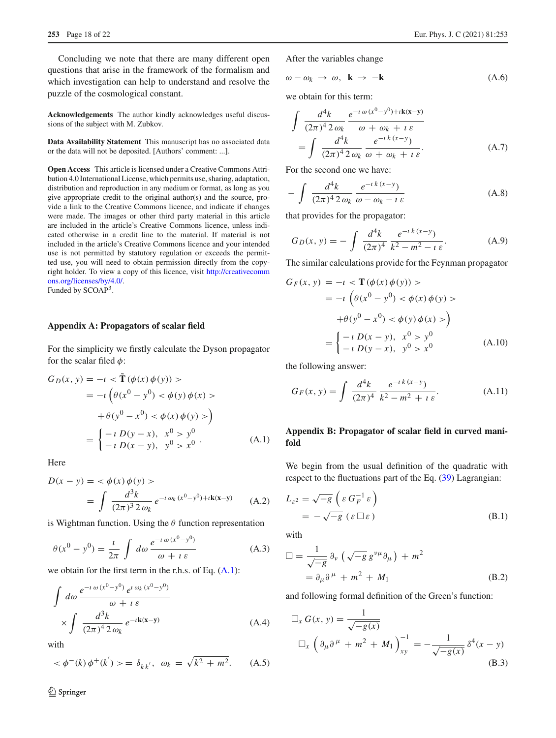Concluding we note that there are many different open questions that arise in the framework of the formalism and which investigation can help to understand and resolve the puzzle of the cosmological constant.

**Acknowledgements** The author kindly acknowledges useful discussions of the subject with M. Zubkov.

**Data Availability Statement** This manuscript has no associated data or the data will not be deposited. [Authors' comment: ...].

**Open Access** This article is licensed under a Creative Commons Attribution 4.0 International License, which permits use, sharing, adaptation, distribution and reproduction in any medium or format, as long as you give appropriate credit to the original author(s) and the source, provide a link to the Creative Commons licence, and indicate if changes were made. The images or other third party material in this article are included in the article's Creative Commons licence, unless indicated otherwise in a credit line to the material. If material is not included in the article's Creative Commons licence and your intended use is not permitted by statutory regulation or exceeds the permitted use, you will need to obtain permission directly from the copyright holder. To view a copy of this licence, visit http://creativecommons.org/licenses/by/4.0/.
Funded by SCOAP[3].

## Appendix A: Propagators of scalar field

For the simplicity we firstly calculate the Dyson propagator for the scalar filed $\phi$:

$$
\begin{aligned}
G_D(x,y) &= -\imath < \tilde{\mathbf{T}}\,(\phi(x)\,\phi(y)) > \\
&= -\imath \left(\theta(x^0 - y^0) < \phi(y)\,\phi(x) > \right. \\
&\quad \left. +\theta(y^0 - x^0) < \phi(x)\,\phi(y) > \right) \\
&= \begin{cases} -\imath\, D(y-x), & x^0 > y^0 \\ -\imath\, D(x-y), & y^0 > x^0 \end{cases}.
\end{aligned} \tag{A.1}
$$

Here

$$
\begin{aligned}
D(x-y) &= < \phi(x)\,\phi(y) > \\
&= \int \frac{d^3k}{(2\pi)^3\, 2\,\omega_k}\, e^{-\imath\,\omega_k\,(x^0-y^0)+\imath \mathbf{k}(\mathbf{x}-\mathbf{y})}
\end{aligned} \tag{A.2}
$$

is Wightman function. Using the $\theta$ function representation

$$
\theta(x^0 - y^0) = \frac{\imath}{2\pi} \int d\omega \frac{e^{-\imath\,\omega\,(x^0-y^0)}}{\omega + \imath\,\varepsilon} \tag{A.3}
$$

we obtain for the first term in the r.h.s. of Eq. (A.1):

$$
\begin{aligned}
&\int d\omega \frac{e^{-\imath\,\omega\,(x^0-y^0)}\, e^{\imath\,\omega_k\,(x^0-y^0)}}{\omega + \imath\,\varepsilon} \\
&\times \int \frac{d^3k}{(2\pi)^4\, 2\,\omega_k}\, e^{-\imath \mathbf{k}(\mathbf{x}-\mathbf{y})}
\end{aligned} \tag{A.4}
$$

with

$$
< \phi^{-}(k)\,\phi^{+}(k') > = \delta_{k\,k'}, \quad \omega_k = \sqrt{k^2 + m^2}. \tag{A.5}
$$

After the variables change

$$
\omega - \omega_k \to \omega, \quad \mathbf{k} \to -\mathbf{k} \tag{A.6}
$$

we obtain for this term:

$$
\begin{aligned}
&\int \frac{d^4k}{(2\pi)^4\, 2\,\omega_k} \frac{e^{-\imath\,\omega\,(x^0-y^0)+\imath \mathbf{k}(\mathbf{x}-\mathbf{y})}}{\omega + \omega_k + \imath\,\varepsilon} \\
&= \int \frac{d^4k}{(2\pi)^4\, 2\,\omega_k} \frac{e^{-\imath\,k\,(x-y)}}{\omega + \omega_k + \imath\,\varepsilon}.
\end{aligned} \tag{A.7}
$$

For the second one we have:

$$
-\int \frac{d^4k}{(2\pi)^4\, 2\,\omega_k} \frac{e^{-\imath\,k\,(x-y)}}{\omega - \omega_k - \imath\,\varepsilon} \tag{A.8}
$$

that provides for the propagator:

$$
G_D(x,y) = -\int \frac{d^4k}{(2\pi)^4} \frac{e^{-\imath\,k\,(x-y)}}{k^2 - m^2 - \imath\,\varepsilon}. \tag{A.9}
$$

The similar calculations provide for the Feynman propagator

$$
\begin{aligned}
G_F(x,y) &= -\imath < \mathbf{T}\,(\phi(x)\,\phi(y)) > \\
&= -\imath \left(\theta(x^0 - y^0) < \phi(x)\,\phi(y) > \right. \\
&\quad \left. +\theta(y^0 - x^0) < \phi(y)\,\phi(x) > \right) \\
&= \begin{cases} -\imath\, D(x-y), & x^0 > y^0 \\ -\imath\, D(y-x), & y^0 > x^0 \end{cases}
\end{aligned} \tag{A.10}
$$

the following answer:

$$
G_F(x,y) = \int \frac{d^4k}{(2\pi)^4} \frac{e^{-\imath\,k\,(x-y)}}{k^2 - m^2 + \imath\,\varepsilon}. \tag{A.11}
$$

## Appendix B: Propagator of scalar field in curved manifold

We begin from the usual definition of the quadratic with respect to the fluctuations part of the Eq. (39) Lagrangian:

$$
\begin{aligned}
L_{\varepsilon^2} &= \sqrt{-g}\,\left(\varepsilon\, G_F^{-1}\,\varepsilon\right) \\
&= -\sqrt{-g}\,\left(\varepsilon\,\Box\,\varepsilon\right)
\end{aligned} \tag{B.1}
$$

with

$$
\begin{aligned}
\Box &= \frac{1}{\sqrt{-g}}\,\partial_\nu\,\left(\sqrt{-g}\,g^{\nu\mu}\partial_\mu\right) + m^2 \\
&= \partial_\mu\partial^\mu + m^2 + M_1
\end{aligned} \tag{B.2}
$$

and following formal definition of the Green's function:

$$
\begin{aligned}
&\Box_x\, G(x,y) = \frac{1}{\sqrt{-g(x)}} \\
&\Box_x\,\left(\partial_\mu\partial^\mu + m^2 + M_1\right)^{-1}_{xy} = -\frac{1}{\sqrt{-g(x)}}\,\delta^4(x-y)
\end{aligned} \tag{B.3}
$$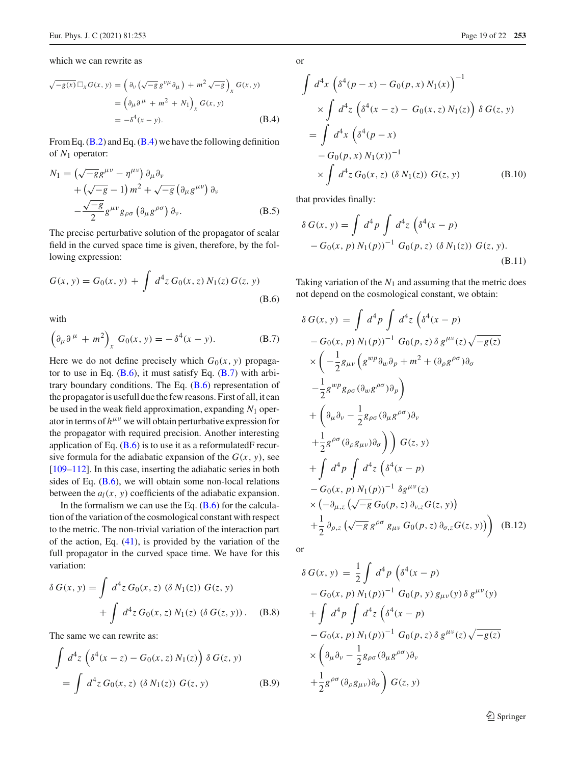which we can rewrite as

$$
\begin{aligned}
\sqrt{-g(x)}\,\Box_x G(x,y) &= \left( \partial_\nu \left(\sqrt{-g}\, g^{\nu\mu} \partial_\mu\right) + m^2 \sqrt{-g} \right)_x G(x,y) \\
&= \left( \partial_\mu \partial^\mu + m^2 + N_1 \right)_x G(x,y) \\
&= -\delta^4(x-y). \qquad \text{(B.4)}
\end{aligned}
$$

From Eq. (B.2) and Eq. (B.4) we have the following definition of $N_1$ operator:

$$
\begin{aligned}
N_1 = &\left(\sqrt{-g} g^{\mu\nu} - \eta^{\mu\nu}\right) \partial_\mu \partial_\nu \\
&+ \left(\sqrt{-g} - 1\right) m^2 + \sqrt{-g} \left(\partial_\mu g^{\mu\nu}\right) \partial_\nu \\
&- \frac{\sqrt{-g}}{2} g^{\mu\nu} g_{\rho\sigma} \left(\partial_\mu g^{\rho\sigma}\right) \partial_\nu. \qquad \text{(B.5)}
\end{aligned}
$$

The precise perturbative solution of the propagator of scalar field in the curved space time is given, therefore, by the following expression:

$$
G(x,y) = G_0(x,y) + \int d^4 z\, G_0(x,z)\, N_1(z)\, G(z,y) \qquad \text{(B.6)}
$$

with

$$
\left( \partial_\mu \partial^\mu + m^2 \right)_x G_0(x,y) = -\delta^4(x-y). \qquad \text{(B.7)}
$$

Here we do not define precisely which $G_0(x,y)$ propagator to use in Eq. (B.6), it must satisfy Eq. (B.7) with arbitrary boundary conditions. The Eq. (B.6) representation of the propagator is usefull due the few reasons. First of all, it can be used in the weak field approximation, expanding $N_1$ operator in terms of $h^{\mu\nu}$ we will obtain perturbative expression for the propagator with required precision. Another interesting application of Eq. (B.6) is to use it as a reformulatedF recursive formula for the adiabatic expansion of the $G(x,y)$, see [109–112]. In this case, inserting the adiabatic series in both sides of Eq. (B.6), we will obtain some non-local relations between the $a_l(x,y)$ coefficients of the adiabatic expansion.

In the formalism we can use the Eq. (B.6) for the calculation of the variation of the cosmological constant with respect to the metric. The non-trivial variation of the interaction part of the action, Eq. (41), is provided by the variation of the full propagator in the curved space time. We have for this variation:

$$
\begin{aligned}
\delta G(x,y) = &\int d^4 z\, G_0(x,z)\, (\delta N_1(z))\, G(z,y) \\
&+ \int d^4 z\, G_0(x,z)\, N_1(z)\, (\delta G(z,y)). \qquad \text{(B.8)}
\end{aligned}
$$

The same we can rewrite as:

$$
\begin{aligned}
&\int d^4 z \left( \delta^4(x-z) - G_0(x,z)\, N_1(z) \right) \delta G(z,y) \\
&= \int d^4 z\, G_0(x,z)\, (\delta N_1(z))\, G(z,y) \qquad \text{(B.9)}
\end{aligned}
$$

or

$$
\begin{aligned}
&\int d^4 x \left( \delta^4(p-x) - G_0(p,x)\, N_1(x) \right)^{-1} \\
&\times \int d^4 z \left( \delta^4(x-z) - G_0(x,z)\, N_1(z) \right) \delta G(z,y) \\
&= \int d^4 x \left( \delta^4(p-x) \right. \\
&\left. - G_0(p,x)\, N_1(x) \right)^{-1} \\
&\times \int d^4 z\, G_0(x,z)\, (\delta N_1(z))\, G(z,y) \qquad \text{(B.10)}
\end{aligned}
$$

that provides finally:

$$
\begin{aligned}
\delta G(x,y) = &\int d^4 p \int d^4 z \left( \delta^4(x-p) \right. \\
&\left. - G_0(x,p)\, N_1(p) \right)^{-1} G_0(p,z)\, (\delta N_1(z))\, G(z,y). \qquad \text{(B.11)}
\end{aligned}
$$

Taking variation of the $N_1$ and assuming that the metric does not depend on the cosmological constant, we obtain:

$$
\begin{aligned}
\delta G(x,y) = &\int d^4 p \int d^4 z \left( \delta^4(x-p) \right. \\
&\left. - G_0(x,p)\, N_1(p) \right)^{-1} G_0(p,z)\, \delta g^{\mu\nu}(z) \sqrt{-g(z)} \\
&\times \left( -\frac{1}{2} g_{\mu\nu} \left( g^{wp} \partial_w \partial_p + m^2 + (\partial_\rho g^{\rho\sigma}) \partial_\sigma \right.\right. \\
&\left. - \frac{1}{2} g^{wp} g_{\rho\sigma} (\partial_w g^{\rho\sigma}) \partial_p \right) \\
&+ \left( \partial_\mu \partial_\nu - \frac{1}{2} g_{\rho\sigma} (\partial_\mu g^{\rho\sigma}) \partial_\nu \right. \\
&\left.\left. + \frac{1}{2} g^{\rho\sigma} (\partial_\rho g_{\mu\nu}) \partial_\sigma \right) \right) G(z,y) \\
&+ \int d^4 p \int d^4 z \left( \delta^4(x-p) \right. \\
&\left. - G_0(x,p)\, N_1(p) \right)^{-1} \delta g^{\mu\nu}(z) \\
&\times \left( -\partial_{\mu,z} \left( \sqrt{-g}\, G_0(p,z)\, \partial_{\nu,z} G(z,y) \right) \right. \\
&\left. + \frac{1}{2} \partial_{\rho,z} \left( \sqrt{-g}\, g^{\rho\sigma} g_{\mu\nu}\, G_0(p,z)\, \partial_{\sigma,z} G(z,y) \right) \right) \qquad \text{(B.12)}
\end{aligned}
$$

or

$$
\begin{aligned}
\delta G(x,y) = &\frac{1}{2} \int d^4 p \left( \delta^4(x-p) \right. \\
&\left. - G_0(x,p)\, N_1(p) \right)^{-1} G_0(p,y)\, g_{\mu\nu}(y)\, \delta g^{\mu\nu}(y) \\
&+ \int d^4 p \int d^4 z \left( \delta^4(x-p) \right. \\
&\left. - G_0(x,p)\, N_1(p) \right)^{-1} G_0(p,z)\, \delta g^{\mu\nu}(z) \sqrt{-g(z)} \\
&\times \left( \partial_\mu \partial_\nu - \frac{1}{2} g_{\rho\sigma} (\partial_\mu g^{\rho\sigma}) \partial_\nu \right. \\
&\left. + \frac{1}{2} g^{\rho\sigma} (\partial_\rho g_{\mu\nu}) \partial_\sigma \right) G(z,y)
\end{aligned}
$$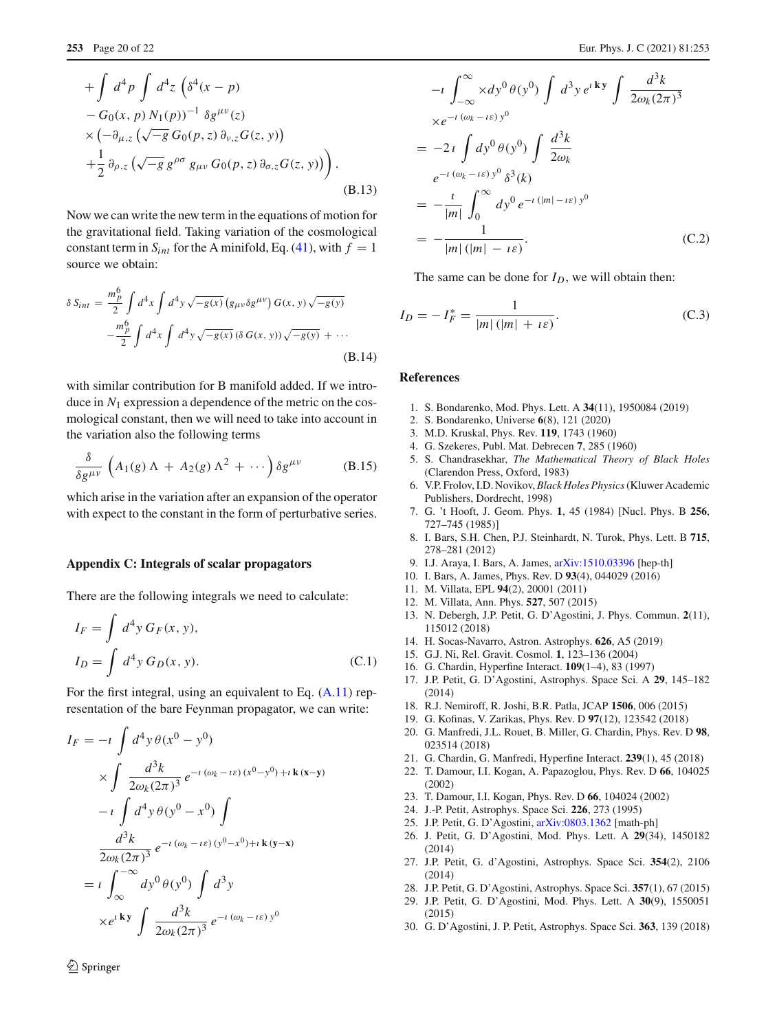$$
\begin{aligned}
&+\int d^4 p \int d^4 z \left(\delta^4(x-p)\right. \\
&- G_0(x,p)\, N_1(p))^{-1}\, \delta g^{\mu\nu}(z) \\
&\times \left(-\partial_{\mu,z}\left(\sqrt{-g}\, G_0(p,z)\, \partial_{\nu,z} G(z,y)\right)\right. \\
&\left.\left.+\frac{1}{2}\, \partial_{\rho,z}\left(\sqrt{-g}\, g^{\rho\sigma}\, g_{\mu\nu}\, G_0(p,z)\, \partial_{\sigma,z} G(z,y)\right)\right)\right). \qquad \text{(B.13)}
\end{aligned}
$$

Now we can write the new term in the equations of motion for the gravitational field. Taking variation of the cosmological constant term in $S_{int}$ for the A minifold, Eq. (41), with $f = 1$ source we obtain:

$$
\begin{aligned}
\delta\, S_{int} = &\frac{m_p^6}{2} \int d^4 x \int d^4 y \sqrt{-g(x)} \left(g_{\mu\nu} \delta g^{\mu\nu}\right) G(x,y) \sqrt{-g(y)} \\
&- \frac{m_p^6}{2} \int d^4 x \int d^4 y \sqrt{-g(x)}\, (\delta\, G(x,y)) \sqrt{-g(y)} + \cdots \qquad \text{(B.14)}
\end{aligned}
$$

with similar contribution for B manifold added. If we introduce in $N_1$ expression a dependence of the metric on the cosmological constant, then we will need to take into account in the variation also the following terms

$$
\frac{\delta}{\delta g^{\mu\nu}} \left(A_1(g)\, \Lambda\, +\, A_2(g)\, \Lambda^2\, +\, \cdots\right) \delta g^{\mu\nu} \qquad \text{(B.15)}
$$

which arise in the variation after an expansion of the operator with expect to the constant in the form of perturbative series.

### Appendix C: Integrals of scalar propagators

There are the following integrals we need to calculate:

$$
\begin{aligned}
I_F &= \int d^4 y\, G_F(x,y), \\
I_D &= \int d^4 y\, G_D(x,y). \qquad \text{(C.1)}
\end{aligned}
$$

For the first integral, using an equivalent to Eq. (A.11) representation of the bare Feynman propagator, we can write:

$$
\begin{aligned}
I_F = &-\imath \int d^4 y\, \theta(x^0 - y^0) \\
&\times \int \frac{d^3 k}{2\omega_k (2\pi)^3}\, e^{-\imath\, (\omega_k - \imath\varepsilon)\, (x^0 - y^0) + \imath\, \mathbf{k}\, (\mathbf{x}-\mathbf{y})} \\
&- \imath \int d^4 y\, \theta(y^0 - x^0) \int \\
&\frac{d^3 k}{2\omega_k (2\pi)^3}\, e^{-\imath\, (\omega_k - \imath\varepsilon)\, (y^0 - x^0) + \imath\, \mathbf{k}\, (\mathbf{y}-\mathbf{x})} \\
= &\ \imath \int_{\infty}^{-\infty} dy^0\, \theta(y^0) \int d^3 y \\
&\times e^{\imath\, \mathbf{k}\, \mathbf{y}} \int \frac{d^3 k}{2\omega_k (2\pi)^3}\, e^{-\imath\, (\omega_k - \imath\varepsilon)\, y^0} \\
&- \imath \int_{-\infty}^{\infty} \times dy^0\, \theta(y^0) \int d^3 y\, e^{\imath\, \mathbf{k}\, \mathbf{y}} \int \frac{d^3 k}{2\omega_k (2\pi)^3} \\
&\times e^{-\imath\, (\omega_k - \imath\varepsilon)\, y^0} \\
= &-2\imath \int dy^0\, \theta(y^0) \int \frac{d^3 k}{2\omega_k} \\
&e^{-\imath\, (\omega_k - \imath\varepsilon)\, y^0}\, \delta^3(k) \\
= &-\frac{\imath}{|m|} \int_0^{\infty} dy^0\, e^{-\imath\, (|m| - \imath\varepsilon)\, y^0} \\
= &-\frac{1}{|m|\, (|m|\, -\, \imath\varepsilon)}. \qquad \text{(C.2)}
\end{aligned}
$$

The same can be done for $I_D$, we will obtain then:

$$
I_D = -\, I_F^{*} = \frac{1}{|m|\, (|m|\, +\, \imath\varepsilon)}. \qquad \text{(C.3)}
$$

## References

1. S. Bondarenko, Mod. Phys. Lett. A **34**(11), 1950084 (2019)
2. S. Bondarenko, Universe **6**(8), 121 (2020)
3. M.D. Kruskal, Phys. Rev. **119**, 1743 (1960)
4. G. Szekeres, Publ. Mat. Debrecen **7**, 285 (1960)
5. S. Chandrasekhar, *The Mathematical Theory of Black Holes* (Clarendon Press, Oxford, 1983)
6. V.P. Frolov, I.D. Novikov, *Black Holes Physics* (Kluwer Academic Publishers, Dordrecht, 1998)
7. G. 't Hooft, J. Geom. Phys. **1**, 45 (1984) [Nucl. Phys. B **256**, 727–745 (1985)]
8. I. Bars, S.H. Chen, P.J. Steinhardt, N. Turok, Phys. Lett. B **715**, 278–281 (2012)
9. I.J. Araya, I. Bars, A. James, arXiv:1510.03396 [hep-th]
10. I. Bars, A. James, Phys. Rev. D **93**(4), 044029 (2016)
11. M. Villata, EPL **94**(2), 20001 (2011)
12. M. Villata, Ann. Phys. **527**, 507 (2015)
13. N. Debergh, J.P. Petit, G. D'Agostini, J. Phys. Commun. **2**(11), 115012 (2018)
14. H. Socas-Navarro, Astron. Astrophys. **626**, A5 (2019)
15. G.J. Ni, Rel. Gravit. Cosmol. **1**, 123–136 (2004)
16. G. Chardin, Hyperfine Interact. **109**(1–4), 83 (1997)
17. J.P. Petit, G. D'Agostini, Astrophys. Space Sci. A **29**, 145–182 (2014)
18. R.J. Nemiroff, R. Joshi, B.R. Patla, JCAP **1506**, 006 (2015)
19. G. Kofinas, V. Zarikas, Phys. Rev. D **97**(12), 123542 (2018)
20. G. Manfredi, J.L. Rouet, B. Miller, G. Chardin, Phys. Rev. D **98**, 023514 (2018)
21. G. Chardin, G. Manfredi, Hyperfine Interact. **239**(1), 45 (2018)
22. T. Damour, I.I. Kogan, A. Papazoglou, Phys. Rev. D **66**, 104025 (2002)
23. T. Damour, I.I. Kogan, Phys. Rev. D **66**, 104024 (2002)
24. J.-P. Petit, Astrophys. Space Sci. **226**, 273 (1995)
25. J.P. Petit, G. D'Agostini, arXiv:0803.1362 [math-ph]
26. J. Petit, G. D'Agostini, Mod. Phys. Lett. A **29**(34), 1450182 (2014)
27. J.P. Petit, G. d'Agostini, Astrophys. Space Sci. **354**(2), 2106 (2014)
28. J.P. Petit, G. D'Agostini, Astrophys. Space Sci. **357**(1), 67 (2015)
29. J.P. Petit, G. D'Agostini, Mod. Phys. Lett. A **30**(9), 1550051 (2015)
30. G. D'Agostini, J. P. Petit, Astrophys. Space Sci. **363**, 139 (2018)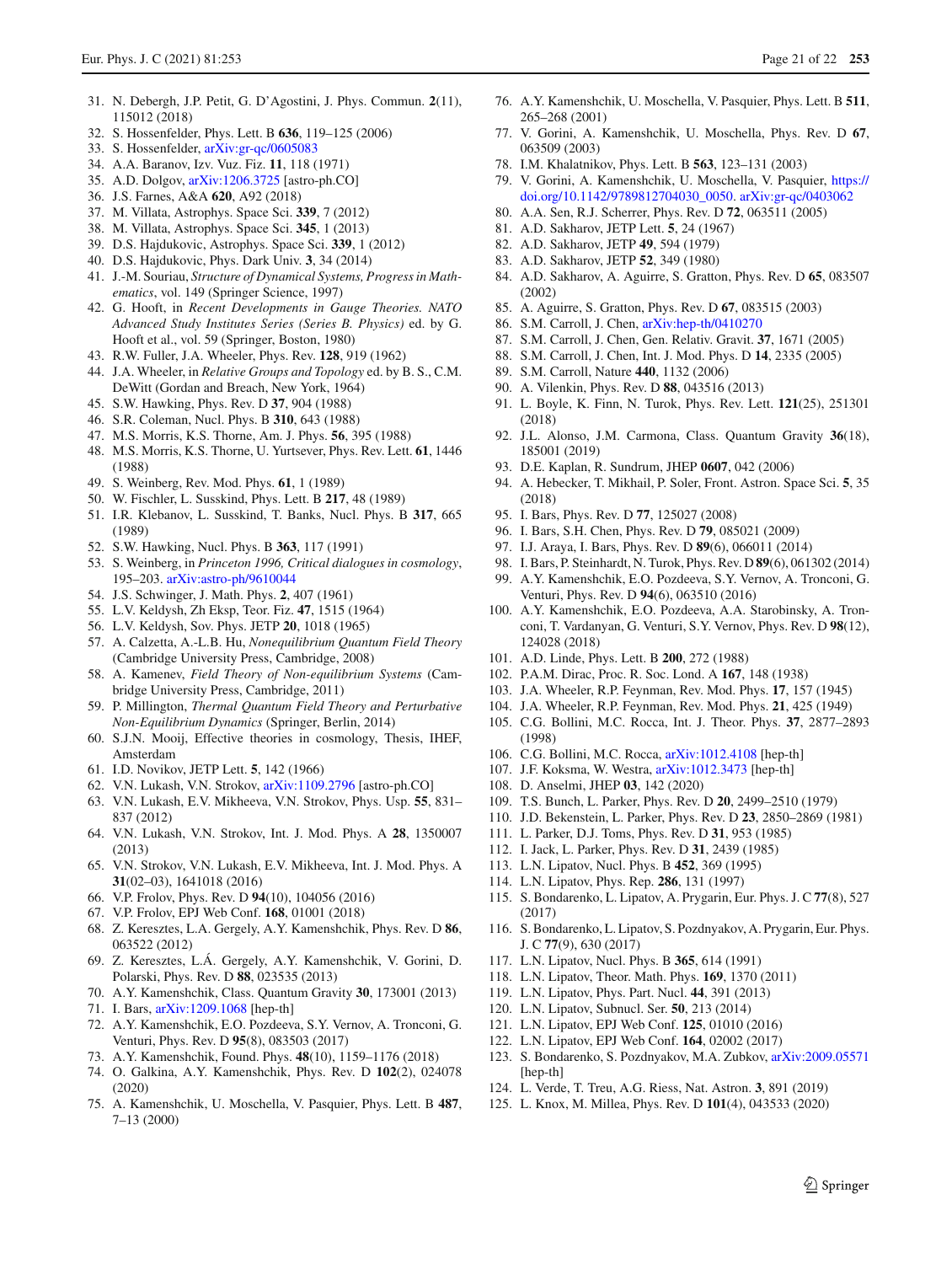31. N. Debergh, J.P. Petit, G. D'Agostini, J. Phys. Commun. **2**(11), 115012 (2018)
32. S. Hossenfelder, Phys. Lett. B **636**, 119–125 (2006)
33. S. Hossenfelder, arXiv:gr-qc/0605083
34. A.A. Baranov, Izv. Vuz. Fiz. **11**, 118 (1971)
35. A.D. Dolgov, arXiv:1206.3725 [astro-ph.CO]
36. J.S. Farnes, A&A **620**, A92 (2018)
37. M. Villata, Astrophys. Space Sci. **339**, 7 (2012)
38. M. Villata, Astrophys. Space Sci. **345**, 1 (2013)
39. D.S. Hajdukovic, Astrophys. Space Sci. **339**, 1 (2012)
40. D.S. Hajdukovic, Phys. Dark Univ. **3**, 34 (2014)
41. J.-M. Souriau, *Structure of Dynamical Systems, Progress in Mathematics*, vol. 149 (Springer Science, 1997)
42. G. Hooft, in *Recent Developments in Gauge Theories. NATO Advanced Study Institutes Series (Series B. Physics)* ed. by G. Hooft et al., vol. 59 (Springer, Boston, 1980)
43. R.W. Fuller, J.A. Wheeler, Phys. Rev. **128**, 919 (1962)
44. J.A. Wheeler, in *Relative Groups and Topology* ed. by B. S., C.M. DeWitt (Gordan and Breach, New York, 1964)
45. S.W. Hawking, Phys. Rev. D **37**, 904 (1988)
46. S.R. Coleman, Nucl. Phys. B **310**, 643 (1988)
47. M.S. Morris, K.S. Thorne, Am. J. Phys. **56**, 395 (1988)
48. M.S. Morris, K.S. Thorne, U. Yurtsever, Phys. Rev. Lett. **61**, 1446 (1988)
49. S. Weinberg, Rev. Mod. Phys. **61**, 1 (1989)
50. W. Fischler, L. Susskind, Phys. Lett. B **217**, 48 (1989)
51. I.R. Klebanov, L. Susskind, T. Banks, Nucl. Phys. B **317**, 665 (1989)
52. S.W. Hawking, Nucl. Phys. B **363**, 117 (1991)
53. S. Weinberg, in *Princeton 1996, Critical dialogues in cosmology*, 195–203. arXiv:astro-ph/9610044
54. J.S. Schwinger, J. Math. Phys. **2**, 407 (1961)
55. L.V. Keldysh, Zh Eksp, Teor. Fiz. **47**, 1515 (1964)
56. L.V. Keldysh, Sov. Phys. JETP **20**, 1018 (1965)
57. A. Calzetta, A.-L.B. Hu, *Nonequilibrium Quantum Field Theory* (Cambridge University Press, Cambridge, 2008)
58. A. Kamenev, *Field Theory of Non-equilibrium Systems* (Cambridge University Press, Cambridge, 2011)
59. P. Millington, *Thermal Quantum Field Theory and Perturbative Non-Equilibrium Dynamics* (Springer, Berlin, 2014)
60. S.J.N. Mooij, Effective theories in cosmology, Thesis, IHEF, Amsterdam
61. I.D. Novikov, JETP Lett. **5**, 142 (1966)
62. V.N. Lukash, V.N. Strokov, arXiv:1109.2796 [astro-ph.CO]
63. V.N. Lukash, E.V. Mikheeva, V.N. Strokov, Phys. Usp. **55**, 831–837 (2012)
64. V.N. Lukash, V.N. Strokov, Int. J. Mod. Phys. A **28**, 1350007 (2013)
65. V.N. Strokov, V.N. Lukash, E.V. Mikheeva, Int. J. Mod. Phys. A **31**(02–03), 1641018 (2016)
66. V.P. Frolov, Phys. Rev. D **94**(10), 104056 (2016)
67. V.P. Frolov, EPJ Web Conf. **168**, 01001 (2018)
68. Z. Keresztes, L.A. Gergely, A.Y. Kamenshchik, Phys. Rev. D **86**, 063522 (2012)
69. Z. Keresztes, L.Á. Gergely, A.Y. Kamenshchik, V. Gorini, D. Polarski, Phys. Rev. D **88**, 023535 (2013)
70. A.Y. Kamenshchik, Class. Quantum Gravity **30**, 173001 (2013)
71. I. Bars, arXiv:1209.1068 [hep-th]
72. A.Y. Kamenshchik, E.O. Pozdeeva, S.Y. Vernov, A. Tronconi, G. Venturi, Phys. Rev. D **95**(8), 083503 (2017)
73. A.Y. Kamenshchik, Found. Phys. **48**(10), 1159–1176 (2018)
74. O. Galkina, A.Y. Kamenshchik, Phys. Rev. D **102**(2), 024078 (2020)
75. A. Kamenshchik, U. Moschella, V. Pasquier, Phys. Lett. B **487**, 7–13 (2000)
76. A.Y. Kamenshchik, U. Moschella, V. Pasquier, Phys. Lett. B **511**, 265–268 (2001)
77. V. Gorini, A. Kamenshchik, U. Moschella, Phys. Rev. D **67**, 063509 (2003)
78. I.M. Khalatnikov, Phys. Lett. B **563**, 123–131 (2003)
79. V. Gorini, A. Kamenshchik, U. Moschella, V. Pasquier, https://doi.org/10.1142/9789812704030_0050. arXiv:gr-qc/0403062
80. A.A. Sen, R.J. Scherrer, Phys. Rev. D **72**, 063511 (2005)
81. A.D. Sakharov, JETP Lett. **5**, 24 (1967)
82. A.D. Sakharov, JETP **49**, 594 (1979)
83. A.D. Sakharov, JETP **52**, 349 (1980)
84. A.D. Sakharov, A. Aguirre, S. Gratton, Phys. Rev. D **65**, 083507 (2002)
85. A. Aguirre, S. Gratton, Phys. Rev. D **67**, 083515 (2003)
86. S.M. Carroll, J. Chen, arXiv:hep-th/0410270
87. S.M. Carroll, J. Chen, Gen. Relativ. Gravit. **37**, 1671 (2005)
88. S.M. Carroll, J. Chen, Int. J. Mod. Phys. D **14**, 2335 (2005)
89. S.M. Carroll, Nature **440**, 1132 (2006)
90. A. Vilenkin, Phys. Rev. D **88**, 043516 (2013)
91. L. Boyle, K. Finn, N. Turok, Phys. Rev. Lett. **121**(25), 251301 (2018)
92. J.L. Alonso, J.M. Carmona, Class. Quantum Gravity **36**(18), 185001 (2019)
93. D.E. Kaplan, R. Sundrum, JHEP **0607**, 042 (2006)
94. A. Hebecker, T. Mikhail, P. Soler, Front. Astron. Space Sci. **5**, 35 (2018)
95. I. Bars, Phys. Rev. D **77**, 125027 (2008)
96. I. Bars, S.H. Chen, Phys. Rev. D **79**, 085021 (2009)
97. I.J. Araya, I. Bars, Phys. Rev. D **89**(6), 066011 (2014)
98. I. Bars, P. Steinhardt, N. Turok, Phys. Rev. D **89**(6), 061302 (2014)
99. A.Y. Kamenshchik, E.O. Pozdeeva, S.Y. Vernov, A. Tronconi, G. Venturi, Phys. Rev. D **94**(6), 063510 (2016)
100. A.Y. Kamenshchik, E.O. Pozdeeva, A.A. Starobinsky, A. Tronconi, T. Vardanyan, G. Venturi, S.Y. Vernov, Phys. Rev. D **98**(12), 124028 (2018)
101. A.D. Linde, Phys. Lett. B **200**, 272 (1988)
102. P.A.M. Dirac, Proc. R. Soc. Lond. A **167**, 148 (1938)
103. J.A. Wheeler, R.P. Feynman, Rev. Mod. Phys. **17**, 157 (1945)
104. J.A. Wheeler, R.P. Feynman, Rev. Mod. Phys. **21**, 425 (1949)
105. C.G. Bollini, M.C. Rocca, Int. J. Theor. Phys. **37**, 2877–2893 (1998)
106. C.G. Bollini, M.C. Rocca, arXiv:1012.4108 [hep-th]
107. J.F. Koksma, W. Westra, arXiv:1012.3473 [hep-th]
108. D. Anselmi, JHEP **03**, 142 (2020)
109. T.S. Bunch, L. Parker, Phys. Rev. D **20**, 2499–2510 (1979)
110. J.D. Bekenstein, L. Parker, Phys. Rev. D **23**, 2850–2869 (1981)
111. L. Parker, D.J. Toms, Phys. Rev. D **31**, 953 (1985)
112. I. Jack, L. Parker, Phys. Rev. D **31**, 2439 (1985)
113. L.N. Lipatov, Nucl. Phys. B **452**, 369 (1995)
114. L.N. Lipatov, Phys. Rep. **286**, 131 (1997)
115. S. Bondarenko, L. Lipatov, A. Prygarin, Eur. Phys. J. C **77**(8), 527 (2017)
116. S. Bondarenko, L. Lipatov, S. Pozdnyakov, A. Prygarin, Eur. Phys. J. C **77**(9), 630 (2017)
117. L.N. Lipatov, Nucl. Phys. B **365**, 614 (1991)
118. L.N. Lipatov, Theor. Math. Phys. **169**, 1370 (2011)
119. L.N. Lipatov, Phys. Part. Nucl. **44**, 391 (2013)
120. L.N. Lipatov, Subnucl. Ser. **50**, 213 (2014)
121. L.N. Lipatov, EPJ Web Conf. **125**, 01010 (2016)
122. L.N. Lipatov, EPJ Web Conf. **164**, 02002 (2017)
123. S. Bondarenko, S. Pozdnyakov, M.A. Zubkov, arXiv:2009.05571 [hep-th]
124. L. Verde, T. Treu, A.G. Riess, Nat. Astron. **3**, 891 (2019)
125. L. Knox, M. Millea, Phys. Rev. D **101**(4), 043533 (2020)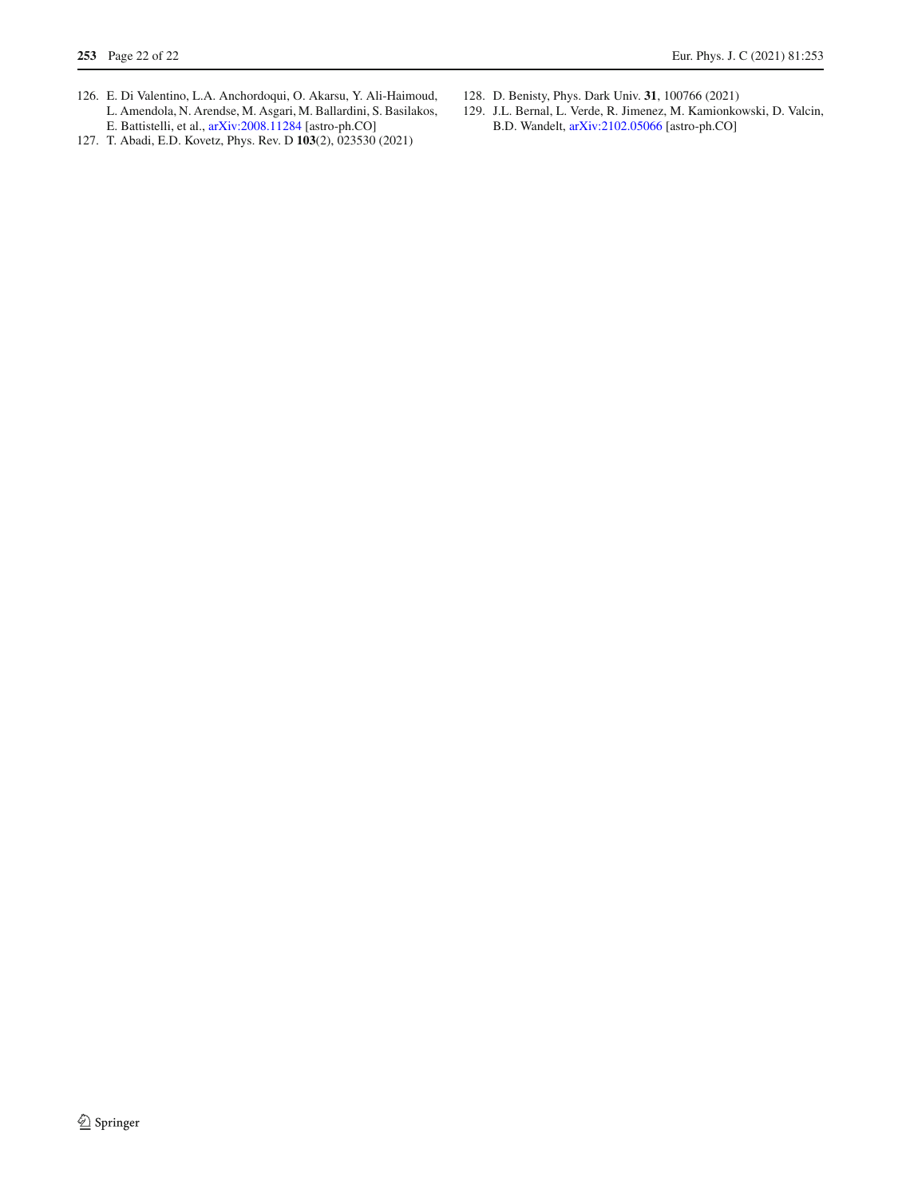126. E. Di Valentino, L.A. Anchordoqui, O. Akarsu, Y. Ali-Haimoud, L. Amendola, N. Arendse, M. Asgari, M. Ballardini, S. Basilakos, E. Battistelli, et al., arXiv:2008.11284 [astro-ph.CO]
127. T. Abadi, E.D. Kovetz, Phys. Rev. D **103**(2), 023530 (2021)
128. D. Benisty, Phys. Dark Univ. **31**, 100766 (2021)
129. J.L. Bernal, L. Verde, R. Jimenez, M. Kamionkowski, D. Valcin, B.D. Wandelt, arXiv:2102.05066 [astro-ph.CO]